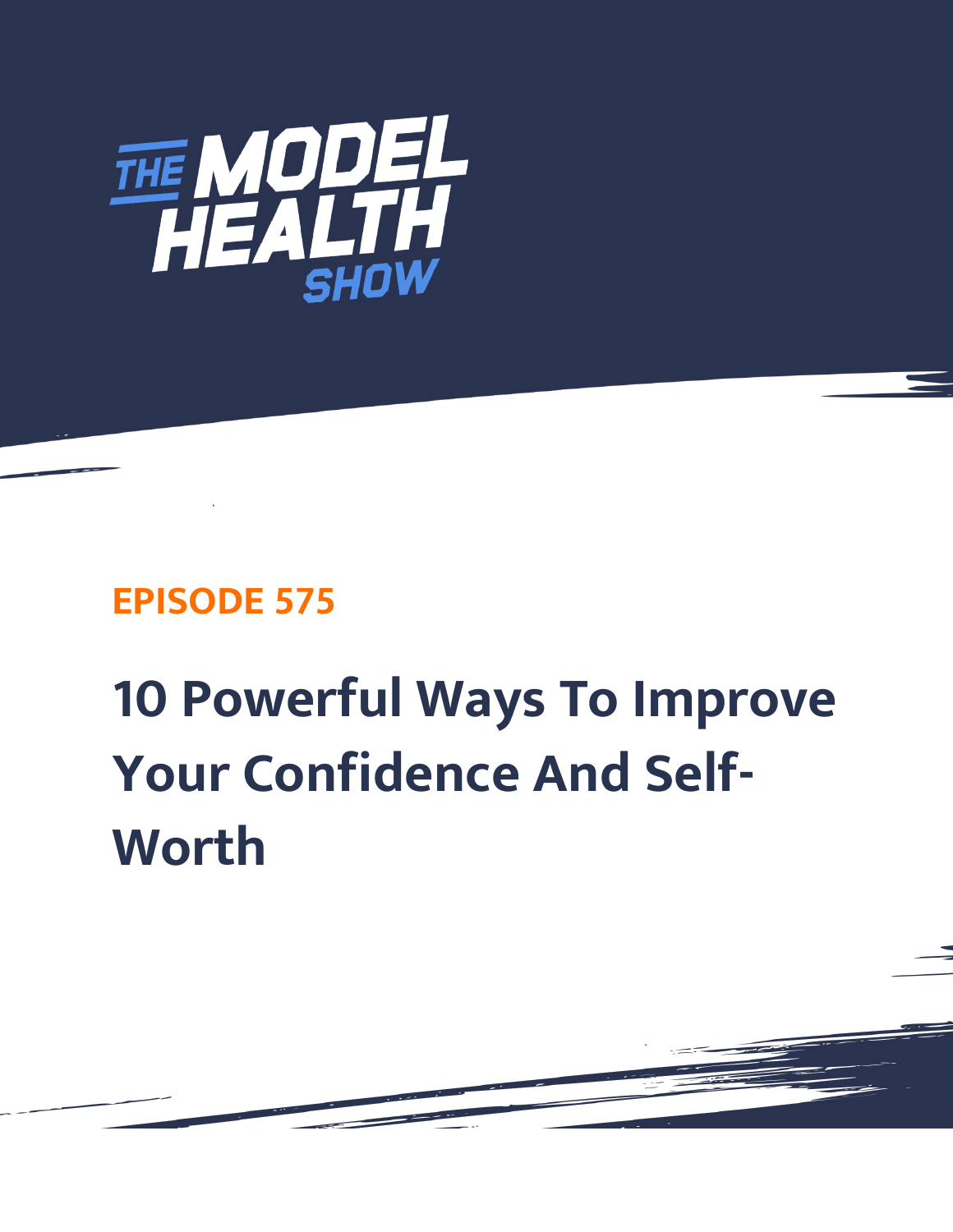THE MODEL HEALTH SHOW

EPISODE 575

# 10 Powerful Ways To Improve Your Confidence And Self-Worth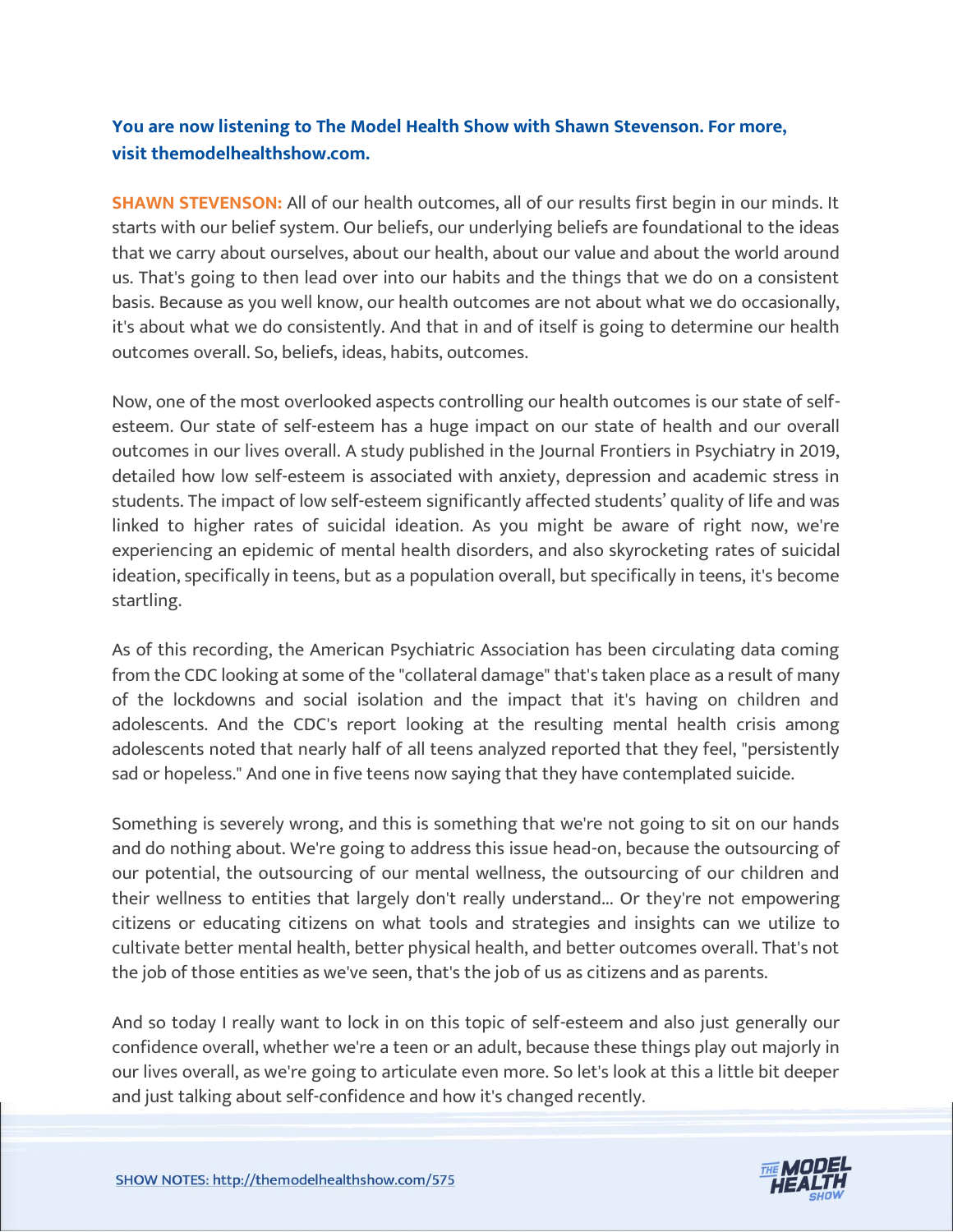**You are now listening to The Model Health Show with Shawn Stevenson. For more, visit themodelhealthshow.com.**

**SHAWN STEVENSON:** All of our health outcomes, all of our results first begin in our minds. It starts with our belief system. Our beliefs, our underlying beliefs are foundational to the ideas that we carry about ourselves, about our health, about our value and about the world around us. That's going to then lead over into our habits and the things that we do on a consistent basis. Because as you well know, our health outcomes are not about what we do occasionally, it's about what we do consistently. And that in and of itself is going to determine our health outcomes overall. So, beliefs, ideas, habits, outcomes.

Now, one of the most overlooked aspects controlling our health outcomes is our state of self-esteem. Our state of self-esteem has a huge impact on our state of health and our overall outcomes in our lives overall. A study published in the Journal Frontiers in Psychiatry in 2019, detailed how low self-esteem is associated with anxiety, depression and academic stress in students. The impact of low self-esteem significantly affected students' quality of life and was linked to higher rates of suicidal ideation. As you might be aware of right now, we're experiencing an epidemic of mental health disorders, and also skyrocketing rates of suicidal ideation, specifically in teens, but as a population overall, but specifically in teens, it's become startling.

As of this recording, the American Psychiatric Association has been circulating data coming from the CDC looking at some of the "collateral damage" that's taken place as a result of many of the lockdowns and social isolation and the impact that it's having on children and adolescents. And the CDC's report looking at the resulting mental health crisis among adolescents noted that nearly half of all teens analyzed reported that they feel, "persistently sad or hopeless." And one in five teens now saying that they have contemplated suicide.

Something is severely wrong, and this is something that we're not going to sit on our hands and do nothing about. We're going to address this issue head-on, because the outsourcing of our potential, the outsourcing of our mental wellness, the outsourcing of our children and their wellness to entities that largely don't really understand... Or they're not empowering citizens or educating citizens on what tools and strategies and insights can we utilize to cultivate better mental health, better physical health, and better outcomes overall. That's not the job of those entities as we've seen, that's the job of us as citizens and as parents.

And so today I really want to lock in on this topic of self-esteem and also just generally our confidence overall, whether we're a teen or an adult, because these things play out majorly in our lives overall, as we're going to articulate even more. So let's look at this a little bit deeper and just talking about self-confidence and how it's changed recently.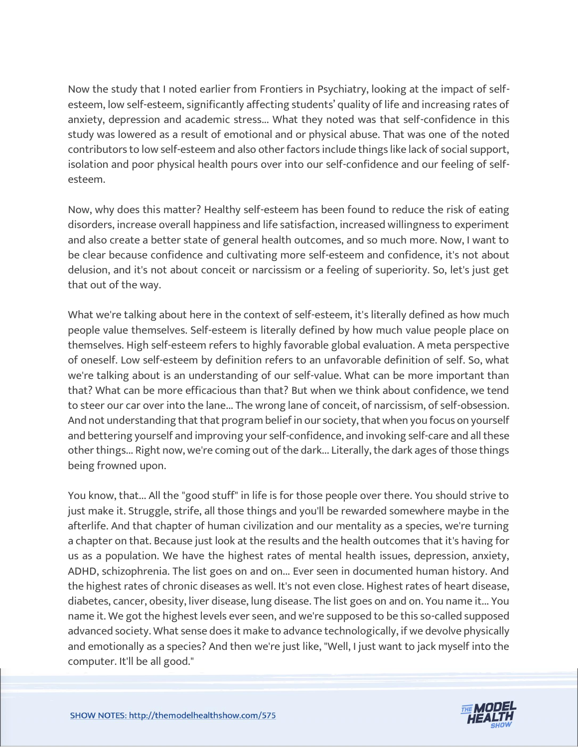Now the study that I noted earlier from Frontiers in Psychiatry, looking at the impact of self-esteem, low self-esteem, significantly affecting students' quality of life and increasing rates of anxiety, depression and academic stress... What they noted was that self-confidence in this study was lowered as a result of emotional and or physical abuse. That was one of the noted contributors to low self-esteem and also other factors include things like lack of social support, isolation and poor physical health pours over into our self-confidence and our feeling of self-esteem.

Now, why does this matter? Healthy self-esteem has been found to reduce the risk of eating disorders, increase overall happiness and life satisfaction, increased willingness to experiment and also create a better state of general health outcomes, and so much more. Now, I want to be clear because confidence and cultivating more self-esteem and confidence, it's not about delusion, and it's not about conceit or narcissism or a feeling of superiority. So, let's just get that out of the way.

What we're talking about here in the context of self-esteem, it's literally defined as how much people value themselves. Self-esteem is literally defined by how much value people place on themselves. High self-esteem refers to highly favorable global evaluation. A meta perspective of oneself. Low self-esteem by definition refers to an unfavorable definition of self. So, what we're talking about is an understanding of our self-value. What can be more important than that? What can be more efficacious than that? But when we think about confidence, we tend to steer our car over into the lane... The wrong lane of conceit, of narcissism, of self-obsession. And not understanding that that program belief in our society, that when you focus on yourself and bettering yourself and improving your self-confidence, and invoking self-care and all these other things... Right now, we're coming out of the dark... Literally, the dark ages of those things being frowned upon.

You know, that... All the "good stuff" in life is for those people over there. You should strive to just make it. Struggle, strife, all those things and you'll be rewarded somewhere maybe in the afterlife. And that chapter of human civilization and our mentality as a species, we're turning a chapter on that. Because just look at the results and the health outcomes that it's having for us as a population. We have the highest rates of mental health issues, depression, anxiety, ADHD, schizophrenia. The list goes on and on... Ever seen in documented human history. And the highest rates of chronic diseases as well. It's not even close. Highest rates of heart disease, diabetes, cancer, obesity, liver disease, lung disease. The list goes on and on. You name it... You name it. We got the highest levels ever seen, and we're supposed to be this so-called supposed advanced society. What sense does it make to advance technologically, if we devolve physically and emotionally as a species? And then we're just like, "Well, I just want to jack myself into the computer. It'll be all good."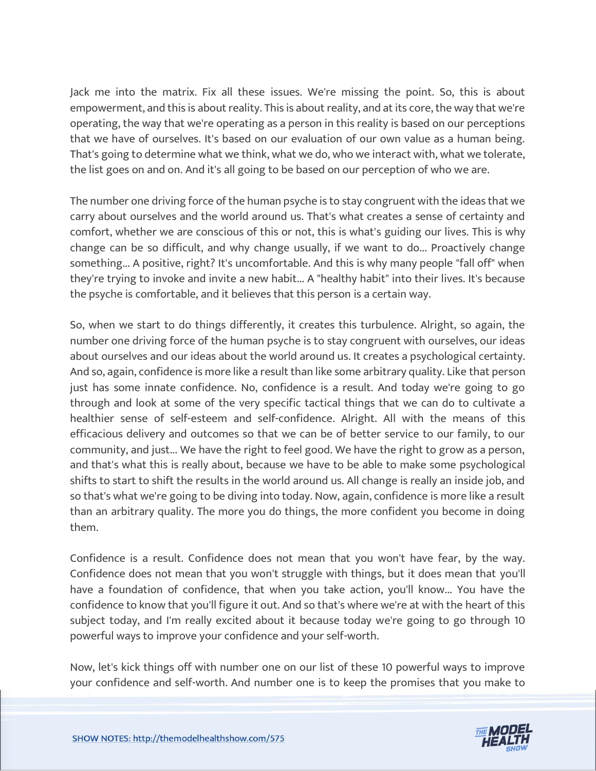Jack me into the matrix. Fix all these issues. We're missing the point. So, this is about empowerment, and this is about reality. This is about reality, and at its core, the way that we're operating, the way that we're operating as a person in this reality is based on our perceptions that we have of ourselves. It's based on our evaluation of our own value as a human being. That's going to determine what we think, what we do, who we interact with, what we tolerate, the list goes on and on. And it's all going to be based on our perception of who we are.

The number one driving force of the human psyche is to stay congruent with the ideas that we carry about ourselves and the world around us. That's what creates a sense of certainty and comfort, whether we are conscious of this or not, this is what's guiding our lives. This is why change can be so difficult, and why change usually, if we want to do... Proactively change something... A positive, right? It's uncomfortable. And this is why many people "fall off" when they're trying to invoke and invite a new habit... A "healthy habit" into their lives. It's because the psyche is comfortable, and it believes that this person is a certain way.

So, when we start to do things differently, it creates this turbulence. Alright, so again, the number one driving force of the human psyche is to stay congruent with ourselves, our ideas about ourselves and our ideas about the world around us. It creates a psychological certainty. And so, again, confidence is more like a result than like some arbitrary quality. Like that person just has some innate confidence. No, confidence is a result. And today we're going to go through and look at some of the very specific tactical things that we can do to cultivate a healthier sense of self-esteem and self-confidence. Alright. All with the means of this efficacious delivery and outcomes so that we can be of better service to our family, to our community, and just... We have the right to feel good. We have the right to grow as a person, and that's what this is really about, because we have to be able to make some psychological shifts to start to shift the results in the world around us. All change is really an inside job, and so that's what we're going to be diving into today. Now, again, confidence is more like a result than an arbitrary quality. The more you do things, the more confident you become in doing them.

Confidence is a result. Confidence does not mean that you won't have fear, by the way. Confidence does not mean that you won't struggle with things, but it does mean that you'll have a foundation of confidence, that when you take action, you'll know... You have the confidence to know that you'll figure it out. And so that's where we're at with the heart of this subject today, and I'm really excited about it because today we're going to go through 10 powerful ways to improve your confidence and your self-worth.

Now, let's kick things off with number one on our list of these 10 powerful ways to improve your confidence and self-worth. And number one is to keep the promises that you make to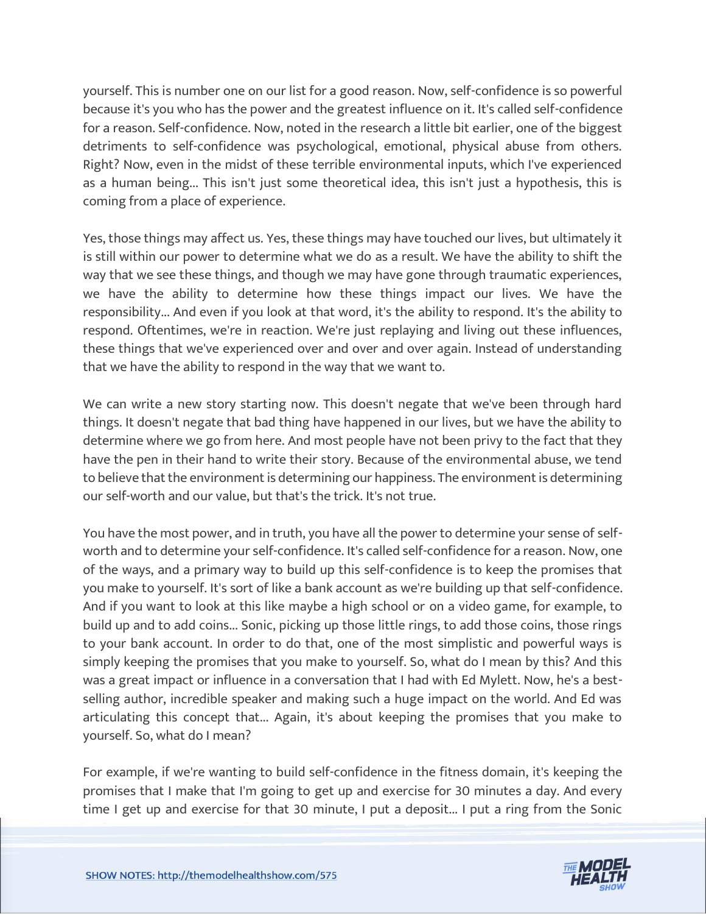yourself. This is number one on our list for a good reason. Now, self-confidence is so powerful because it's you who has the power and the greatest influence on it. It's called self-confidence for a reason. Self-confidence. Now, noted in the research a little bit earlier, one of the biggest detriments to self-confidence was psychological, emotional, physical abuse from others. Right? Now, even in the midst of these terrible environmental inputs, which I've experienced as a human being... This isn't just some theoretical idea, this isn't just a hypothesis, this is coming from a place of experience.

Yes, those things may affect us. Yes, these things may have touched our lives, but ultimately it is still within our power to determine what we do as a result. We have the ability to shift the way that we see these things, and though we may have gone through traumatic experiences, we have the ability to determine how these things impact our lives. We have the responsibility... And even if you look at that word, it's the ability to respond. It's the ability to respond. Oftentimes, we're in reaction. We're just replaying and living out these influences, these things that we've experienced over and over and over again. Instead of understanding that we have the ability to respond in the way that we want to.

We can write a new story starting now. This doesn't negate that we've been through hard things. It doesn't negate that bad thing have happened in our lives, but we have the ability to determine where we go from here. And most people have not been privy to the fact that they have the pen in their hand to write their story. Because of the environmental abuse, we tend to believe that the environment is determining our happiness. The environment is determining our self-worth and our value, but that's the trick. It's not true.

You have the most power, and in truth, you have all the power to determine your sense of self-worth and to determine your self-confidence. It's called self-confidence for a reason. Now, one of the ways, and a primary way to build up this self-confidence is to keep the promises that you make to yourself. It's sort of like a bank account as we're building up that self-confidence. And if you want to look at this like maybe a high school or on a video game, for example, to build up and to add coins... Sonic, picking up those little rings, to add those coins, those rings to your bank account. In order to do that, one of the most simplistic and powerful ways is simply keeping the promises that you make to yourself. So, what do I mean by this? And this was a great impact or influence in a conversation that I had with Ed Mylett. Now, he's a best-selling author, incredible speaker and making such a huge impact on the world. And Ed was articulating this concept that... Again, it's about keeping the promises that you make to yourself. So, what do I mean?

For example, if we're wanting to build self-confidence in the fitness domain, it's keeping the promises that I make that I'm going to get up and exercise for 30 minutes a day. And every time I get up and exercise for that 30 minute, I put a deposit... I put a ring from the Sonic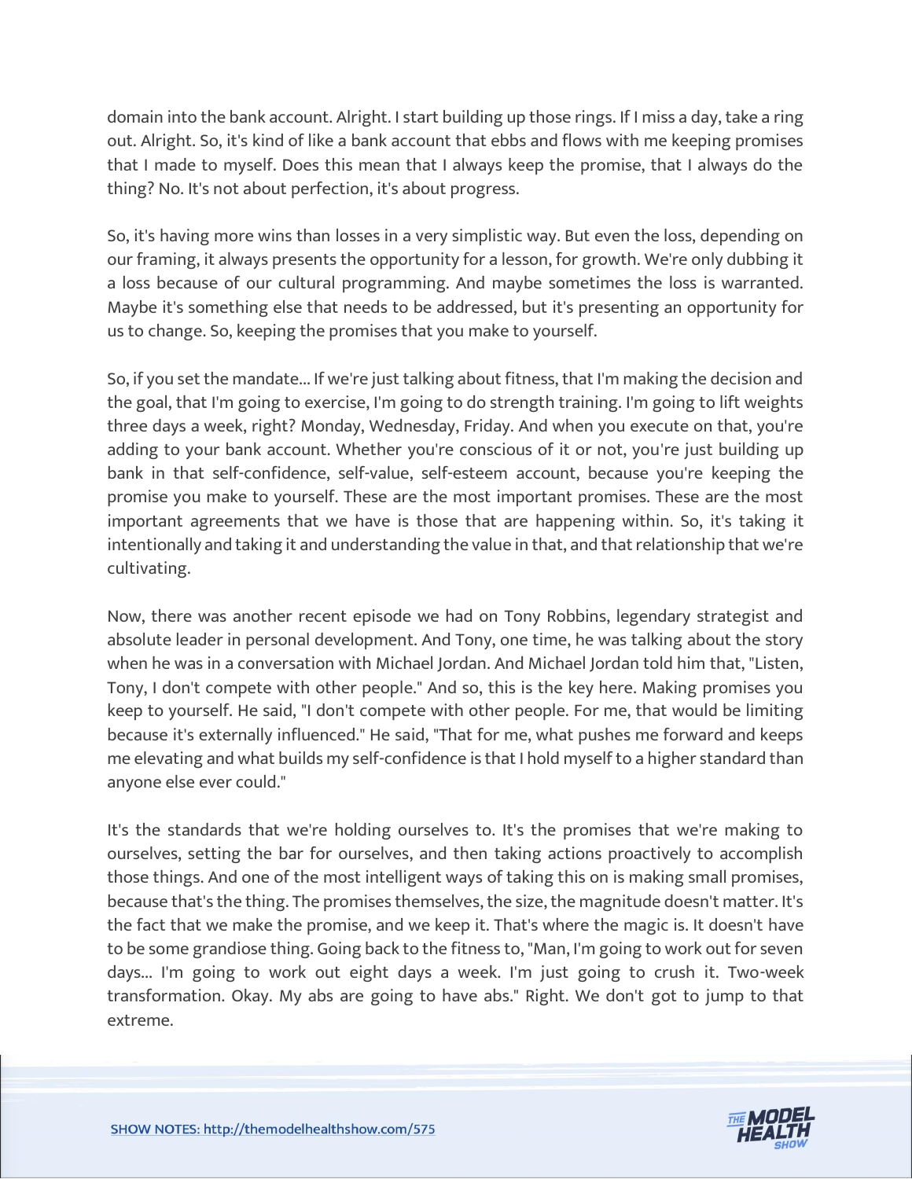domain into the bank account. Alright. I start building up those rings. If I miss a day, take a ring out. Alright. So, it's kind of like a bank account that ebbs and flows with me keeping promises that I made to myself. Does this mean that I always keep the promise, that I always do the thing? No. It's not about perfection, it's about progress.

So, it's having more wins than losses in a very simplistic way. But even the loss, depending on our framing, it always presents the opportunity for a lesson, for growth. We're only dubbing it a loss because of our cultural programming. And maybe sometimes the loss is warranted. Maybe it's something else that needs to be addressed, but it's presenting an opportunity for us to change. So, keeping the promises that you make to yourself.

So, if you set the mandate... If we're just talking about fitness, that I'm making the decision and the goal, that I'm going to exercise, I'm going to do strength training. I'm going to lift weights three days a week, right? Monday, Wednesday, Friday. And when you execute on that, you're adding to your bank account. Whether you're conscious of it or not, you're just building up bank in that self-confidence, self-value, self-esteem account, because you're keeping the promise you make to yourself. These are the most important promises. These are the most important agreements that we have is those that are happening within. So, it's taking it intentionally and taking it and understanding the value in that, and that relationship that we're cultivating.

Now, there was another recent episode we had on Tony Robbins, legendary strategist and absolute leader in personal development. And Tony, one time, he was talking about the story when he was in a conversation with Michael Jordan. And Michael Jordan told him that, "Listen, Tony, I don't compete with other people." And so, this is the key here. Making promises you keep to yourself. He said, "I don't compete with other people. For me, that would be limiting because it's externally influenced." He said, "That for me, what pushes me forward and keeps me elevating and what builds my self-confidence is that I hold myself to a higher standard than anyone else ever could."

It's the standards that we're holding ourselves to. It's the promises that we're making to ourselves, setting the bar for ourselves, and then taking actions proactively to accomplish those things. And one of the most intelligent ways of taking this on is making small promises, because that's the thing. The promises themselves, the size, the magnitude doesn't matter. It's the fact that we make the promise, and we keep it. That's where the magic is. It doesn't have to be some grandiose thing. Going back to the fitness to, "Man, I'm going to work out for seven days... I'm going to work out eight days a week. I'm just going to crush it. Two-week transformation. Okay. My abs are going to have abs." Right. We don't got to jump to that extreme.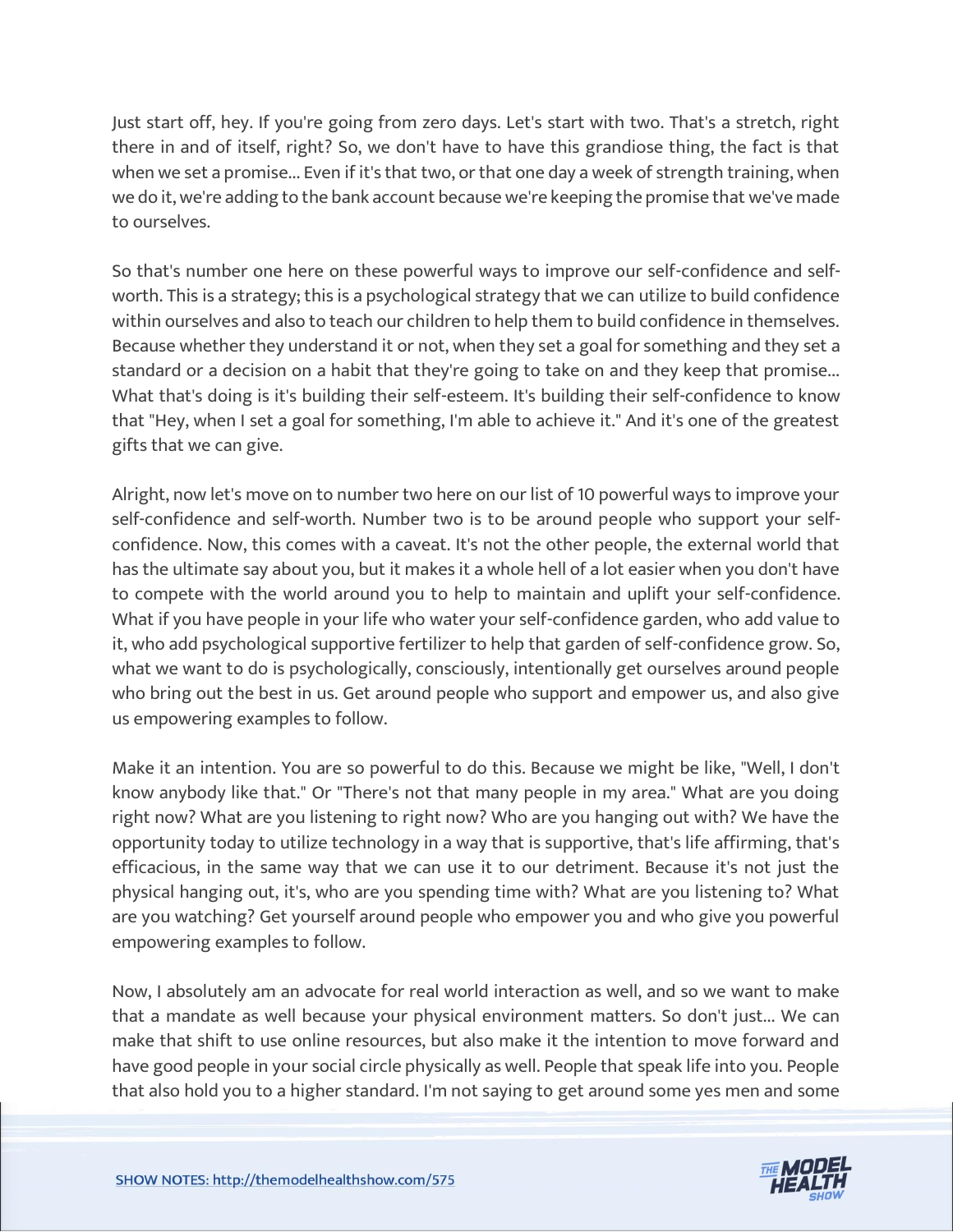Just start off, hey. If you're going from zero days. Let's start with two. That's a stretch, right there in and of itself, right? So, we don't have to have this grandiose thing, the fact is that when we set a promise... Even if it's that two, or that one day a week of strength training, when we do it, we're adding to the bank account because we're keeping the promise that we've made to ourselves.

So that's number one here on these powerful ways to improve our self-confidence and self-worth. This is a strategy; this is a psychological strategy that we can utilize to build confidence within ourselves and also to teach our children to help them to build confidence in themselves. Because whether they understand it or not, when they set a goal for something and they set a standard or a decision on a habit that they're going to take on and they keep that promise... What that's doing is it's building their self-esteem. It's building their self-confidence to know that "Hey, when I set a goal for something, I'm able to achieve it." And it's one of the greatest gifts that we can give.

Alright, now let's move on to number two here on our list of 10 powerful ways to improve your self-confidence and self-worth. Number two is to be around people who support your self-confidence. Now, this comes with a caveat. It's not the other people, the external world that has the ultimate say about you, but it makes it a whole hell of a lot easier when you don't have to compete with the world around you to help to maintain and uplift your self-confidence. What if you have people in your life who water your self-confidence garden, who add value to it, who add psychological supportive fertilizer to help that garden of self-confidence grow. So, what we want to do is psychologically, consciously, intentionally get ourselves around people who bring out the best in us. Get around people who support and empower us, and also give us empowering examples to follow.

Make it an intention. You are so powerful to do this. Because we might be like, "Well, I don't know anybody like that." Or "There's not that many people in my area." What are you doing right now? What are you listening to right now? Who are you hanging out with? We have the opportunity today to utilize technology in a way that is supportive, that's life affirming, that's efficacious, in the same way that we can use it to our detriment. Because it's not just the physical hanging out, it's, who are you spending time with? What are you listening to? What are you watching? Get yourself around people who empower you and who give you powerful empowering examples to follow.

Now, I absolutely am an advocate for real world interaction as well, and so we want to make that a mandate as well because your physical environment matters. So don't just... We can make that shift to use online resources, but also make it the intention to move forward and have good people in your social circle physically as well. People that speak life into you. People that also hold you to a higher standard. I'm not saying to get around some yes men and some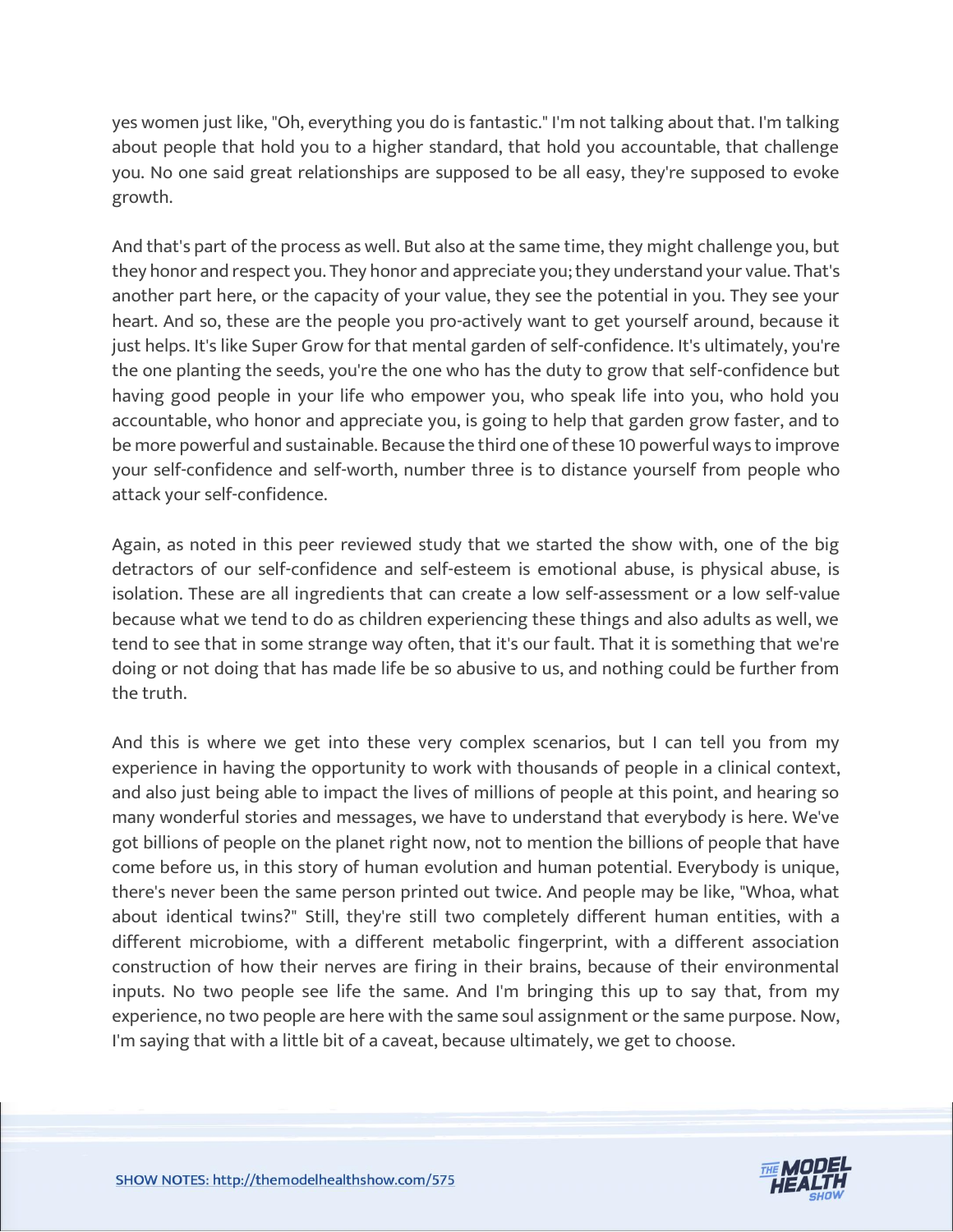yes women just like, "Oh, everything you do is fantastic." I'm not talking about that. I'm talking about people that hold you to a higher standard, that hold you accountable, that challenge you. No one said great relationships are supposed to be all easy, they're supposed to evoke growth.

And that's part of the process as well. But also at the same time, they might challenge you, but they honor and respect you. They honor and appreciate you; they understand your value. That's another part here, or the capacity of your value, they see the potential in you. They see your heart. And so, these are the people you pro-actively want to get yourself around, because it just helps. It's like Super Grow for that mental garden of self-confidence. It's ultimately, you're the one planting the seeds, you're the one who has the duty to grow that self-confidence but having good people in your life who empower you, who speak life into you, who hold you accountable, who honor and appreciate you, is going to help that garden grow faster, and to be more powerful and sustainable. Because the third one of these 10 powerful ways to improve your self-confidence and self-worth, number three is to distance yourself from people who attack your self-confidence.

Again, as noted in this peer reviewed study that we started the show with, one of the big detractors of our self-confidence and self-esteem is emotional abuse, is physical abuse, is isolation. These are all ingredients that can create a low self-assessment or a low self-value because what we tend to do as children experiencing these things and also adults as well, we tend to see that in some strange way often, that it's our fault. That it is something that we're doing or not doing that has made life be so abusive to us, and nothing could be further from the truth.

And this is where we get into these very complex scenarios, but I can tell you from my experience in having the opportunity to work with thousands of people in a clinical context, and also just being able to impact the lives of millions of people at this point, and hearing so many wonderful stories and messages, we have to understand that everybody is here. We've got billions of people on the planet right now, not to mention the billions of people that have come before us, in this story of human evolution and human potential. Everybody is unique, there's never been the same person printed out twice. And people may be like, "Whoa, what about identical twins?" Still, they're still two completely different human entities, with a different microbiome, with a different metabolic fingerprint, with a different association construction of how their nerves are firing in their brains, because of their environmental inputs. No two people see life the same. And I'm bringing this up to say that, from my experience, no two people are here with the same soul assignment or the same purpose. Now, I'm saying that with a little bit of a caveat, because ultimately, we get to choose.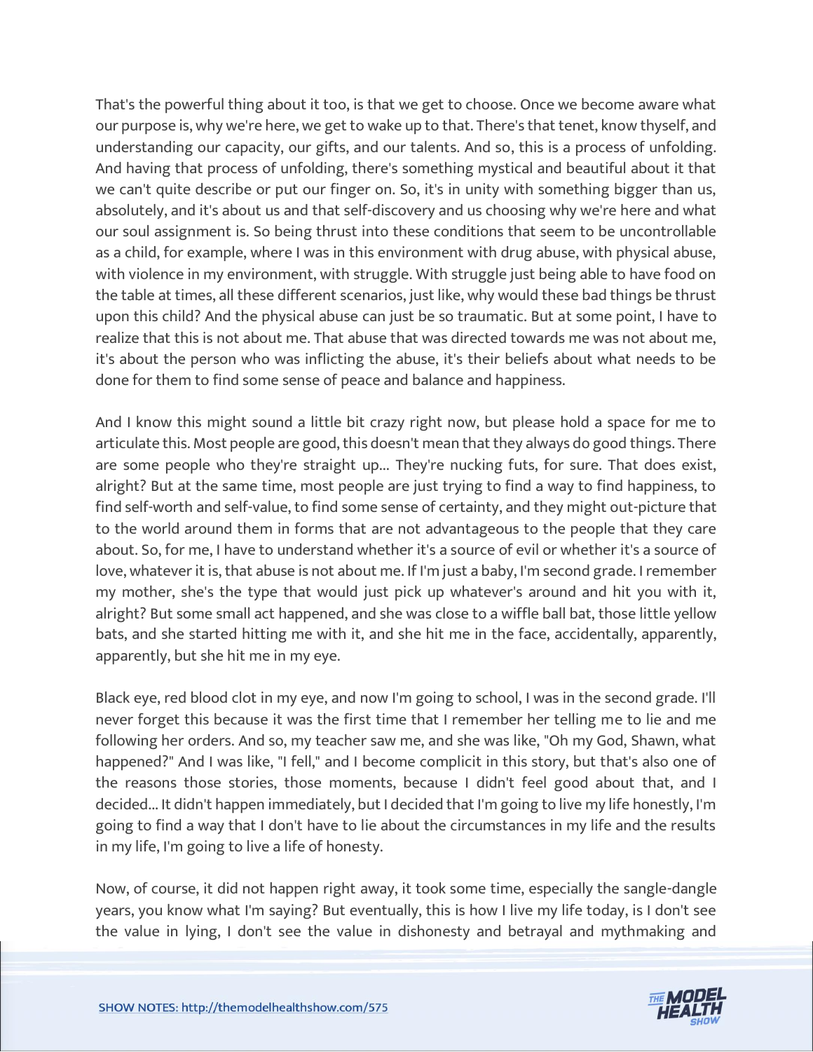That's the powerful thing about it too, is that we get to choose. Once we become aware what our purpose is, why we're here, we get to wake up to that. There's that tenet, know thyself, and understanding our capacity, our gifts, and our talents. And so, this is a process of unfolding. And having that process of unfolding, there's something mystical and beautiful about it that we can't quite describe or put our finger on. So, it's in unity with something bigger than us, absolutely, and it's about us and that self-discovery and us choosing why we're here and what our soul assignment is. So being thrust into these conditions that seem to be uncontrollable as a child, for example, where I was in this environment with drug abuse, with physical abuse, with violence in my environment, with struggle. With struggle just being able to have food on the table at times, all these different scenarios, just like, why would these bad things be thrust upon this child? And the physical abuse can just be so traumatic. But at some point, I have to realize that this is not about me. That abuse that was directed towards me was not about me, it's about the person who was inflicting the abuse, it's their beliefs about what needs to be done for them to find some sense of peace and balance and happiness.

And I know this might sound a little bit crazy right now, but please hold a space for me to articulate this. Most people are good, this doesn't mean that they always do good things. There are some people who they're straight up... They're nucking futs, for sure. That does exist, alright? But at the same time, most people are just trying to find a way to find happiness, to find self-worth and self-value, to find some sense of certainty, and they might out-picture that to the world around them in forms that are not advantageous to the people that they care about. So, for me, I have to understand whether it's a source of evil or whether it's a source of love, whatever it is, that abuse is not about me. If I'm just a baby, I'm second grade. I remember my mother, she's the type that would just pick up whatever's around and hit you with it, alright? But some small act happened, and she was close to a wiffle ball bat, those little yellow bats, and she started hitting me with it, and she hit me in the face, accidentally, apparently, apparently, but she hit me in my eye.

Black eye, red blood clot in my eye, and now I'm going to school, I was in the second grade. I'll never forget this because it was the first time that I remember her telling me to lie and me following her orders. And so, my teacher saw me, and she was like, "Oh my God, Shawn, what happened?" And I was like, "I fell," and I become complicit in this story, but that's also one of the reasons those stories, those moments, because I didn't feel good about that, and I decided... It didn't happen immediately, but I decided that I'm going to live my life honestly, I'm going to find a way that I don't have to lie about the circumstances in my life and the results in my life, I'm going to live a life of honesty.

Now, of course, it did not happen right away, it took some time, especially the sangle-dangle years, you know what I'm saying? But eventually, this is how I live my life today, is I don't see the value in lying, I don't see the value in dishonesty and betrayal and mythmaking and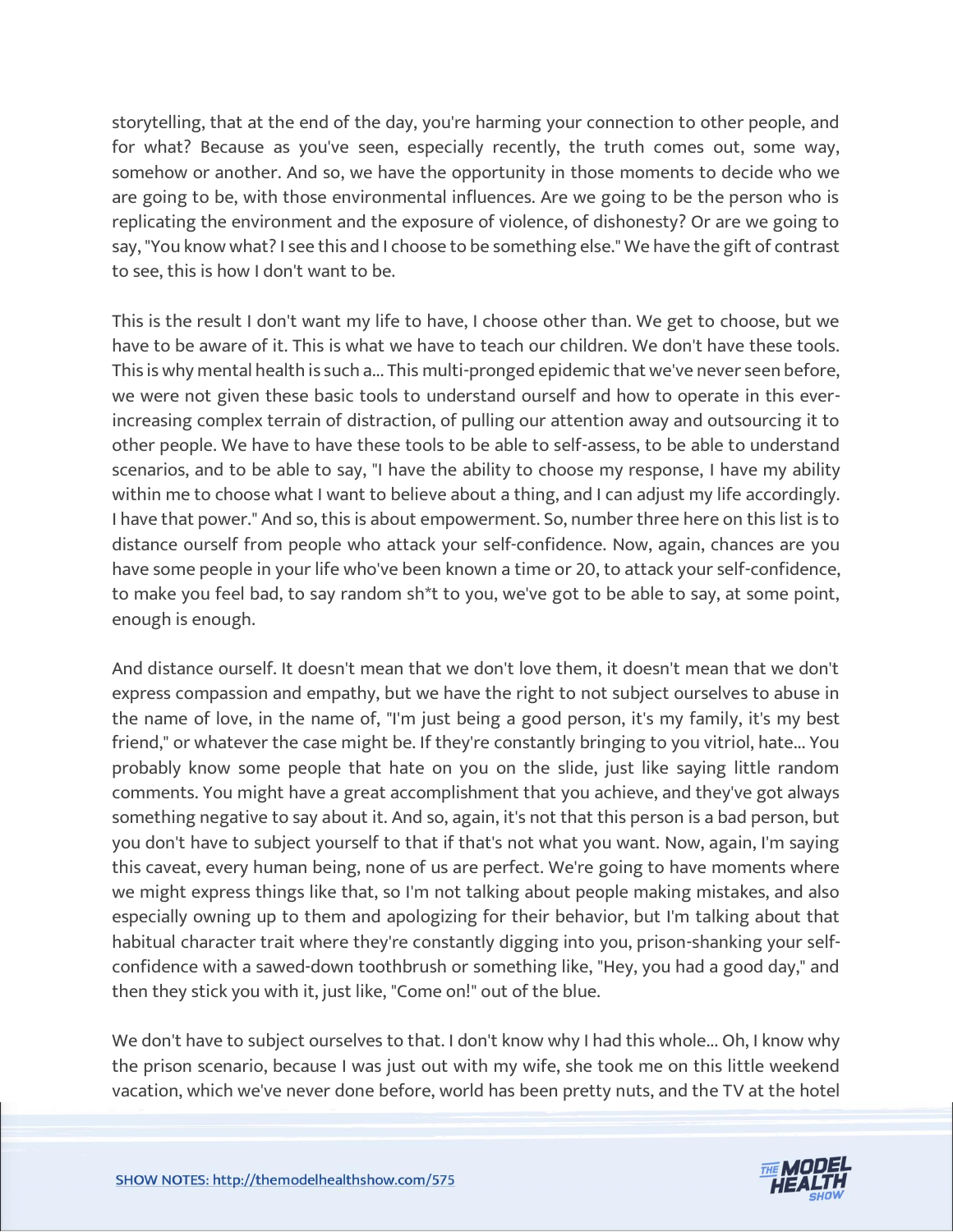storytelling, that at the end of the day, you're harming your connection to other people, and for what? Because as you've seen, especially recently, the truth comes out, some way, somehow or another. And so, we have the opportunity in those moments to decide who we are going to be, with those environmental influences. Are we going to be the person who is replicating the environment and the exposure of violence, of dishonesty? Or are we going to say, "You know what? I see this and I choose to be something else." We have the gift of contrast to see, this is how I don't want to be.

This is the result I don't want my life to have, I choose other than. We get to choose, but we have to be aware of it. This is what we have to teach our children. We don't have these tools. This is why mental health is such a... This multi-pronged epidemic that we've never seen before, we were not given these basic tools to understand ourself and how to operate in this ever-increasing complex terrain of distraction, of pulling our attention away and outsourcing it to other people. We have to have these tools to be able to self-assess, to be able to understand scenarios, and to be able to say, "I have the ability to choose my response, I have my ability within me to choose what I want to believe about a thing, and I can adjust my life accordingly. I have that power." And so, this is about empowerment. So, number three here on this list is to distance ourself from people who attack your self-confidence. Now, again, chances are you have some people in your life who've been known a time or 20, to attack your self-confidence, to make you feel bad, to say random sh*t to you, we've got to be able to say, at some point, enough is enough.

And distance ourself. It doesn't mean that we don't love them, it doesn't mean that we don't express compassion and empathy, but we have the right to not subject ourselves to abuse in the name of love, in the name of, "I'm just being a good person, it's my family, it's my best friend," or whatever the case might be. If they're constantly bringing to you vitriol, hate... You probably know some people that hate on you on the slide, just like saying little random comments. You might have a great accomplishment that you achieve, and they've got always something negative to say about it. And so, again, it's not that this person is a bad person, but you don't have to subject yourself to that if that's not what you want. Now, again, I'm saying this caveat, every human being, none of us are perfect. We're going to have moments where we might express things like that, so I'm not talking about people making mistakes, and also especially owning up to them and apologizing for their behavior, but I'm talking about that habitual character trait where they're constantly digging into you, prison-shanking your self-confidence with a sawed-down toothbrush or something like, "Hey, you had a good day," and then they stick you with it, just like, "Come on!" out of the blue.

We don't have to subject ourselves to that. I don't know why I had this whole... Oh, I know why the prison scenario, because I was just out with my wife, she took me on this little weekend vacation, which we've never done before, world has been pretty nuts, and the TV at the hotel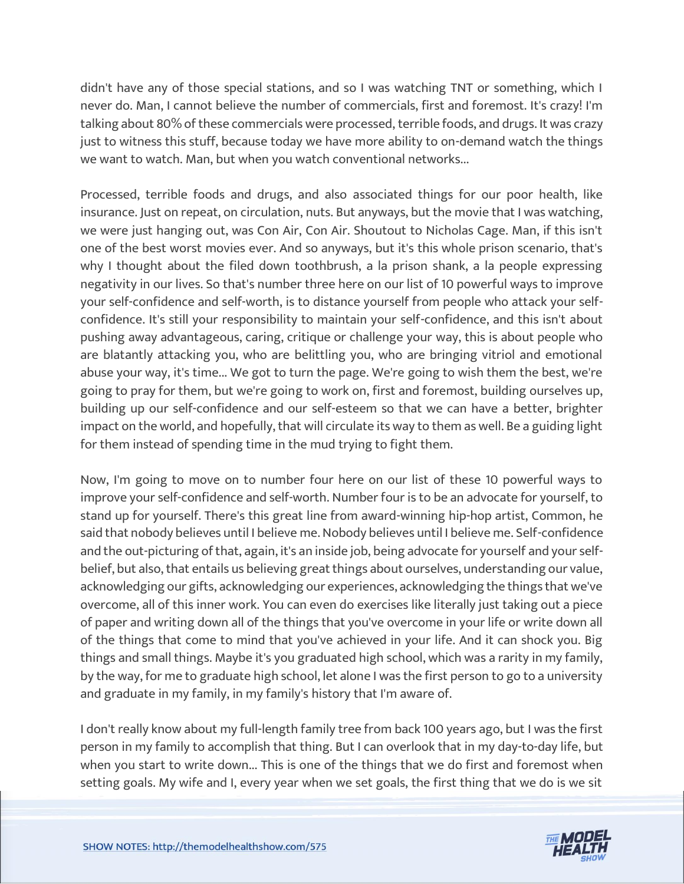didn't have any of those special stations, and so I was watching TNT or something, which I never do. Man, I cannot believe the number of commercials, first and foremost. It's crazy! I'm talking about 80% of these commercials were processed, terrible foods, and drugs. It was crazy just to witness this stuff, because today we have more ability to on-demand watch the things we want to watch. Man, but when you watch conventional networks...

Processed, terrible foods and drugs, and also associated things for our poor health, like insurance. Just on repeat, on circulation, nuts. But anyways, but the movie that I was watching, we were just hanging out, was Con Air, Con Air. Shoutout to Nicholas Cage. Man, if this isn't one of the best worst movies ever. And so anyways, but it's this whole prison scenario, that's why I thought about the filed down toothbrush, a la prison shank, a la people expressing negativity in our lives. So that's number three here on our list of 10 powerful ways to improve your self-confidence and self-worth, is to distance yourself from people who attack your self-confidence. It's still your responsibility to maintain your self-confidence, and this isn't about pushing away advantageous, caring, critique or challenge your way, this is about people who are blatantly attacking you, who are belittling you, who are bringing vitriol and emotional abuse your way, it's time... We got to turn the page. We're going to wish them the best, we're going to pray for them, but we're going to work on, first and foremost, building ourselves up, building up our self-confidence and our self-esteem so that we can have a better, brighter impact on the world, and hopefully, that will circulate its way to them as well. Be a guiding light for them instead of spending time in the mud trying to fight them.

Now, I'm going to move on to number four here on our list of these 10 powerful ways to improve your self-confidence and self-worth. Number four is to be an advocate for yourself, to stand up for yourself. There's this great line from award-winning hip-hop artist, Common, he said that nobody believes until I believe me. Nobody believes until I believe me. Self-confidence and the out-picturing of that, again, it's an inside job, being advocate for yourself and your self-belief, but also, that entails us believing great things about ourselves, understanding our value, acknowledging our gifts, acknowledging our experiences, acknowledging the things that we've overcome, all of this inner work. You can even do exercises like literally just taking out a piece of paper and writing down all of the things that you've overcome in your life or write down all of the things that come to mind that you've achieved in your life. And it can shock you. Big things and small things. Maybe it's you graduated high school, which was a rarity in my family, by the way, for me to graduate high school, let alone I was the first person to go to a university and graduate in my family, in my family's history that I'm aware of.

I don't really know about my full-length family tree from back 100 years ago, but I was the first person in my family to accomplish that thing. But I can overlook that in my day-to-day life, but when you start to write down... This is one of the things that we do first and foremost when setting goals. My wife and I, every year when we set goals, the first thing that we do is we sit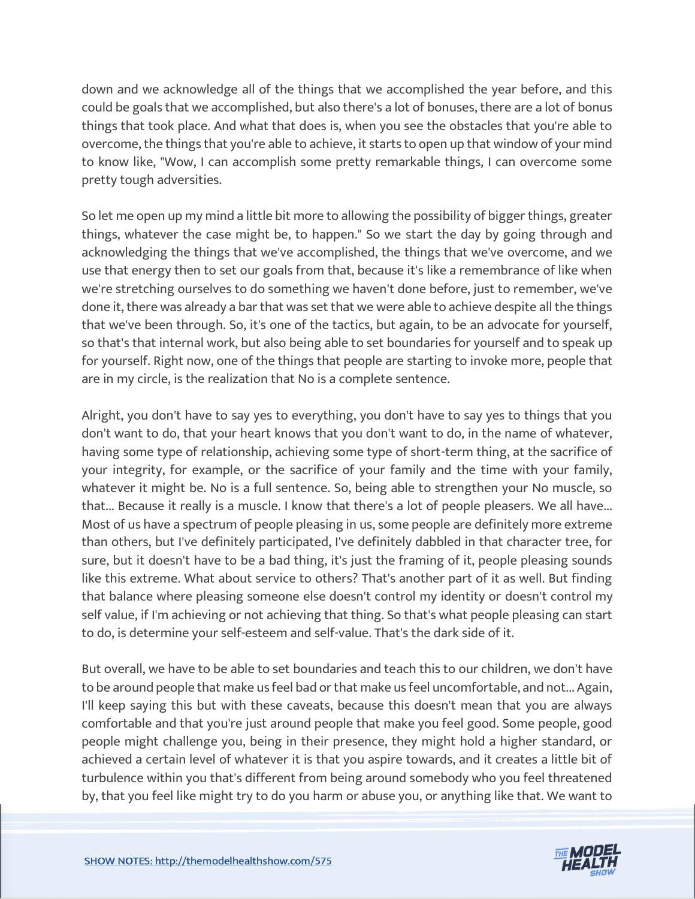down and we acknowledge all of the things that we accomplished the year before, and this could be goals that we accomplished, but also there's a lot of bonuses, there are a lot of bonus things that took place. And what that does is, when you see the obstacles that you're able to overcome, the things that you're able to achieve, it starts to open up that window of your mind to know like, "Wow, I can accomplish some pretty remarkable things, I can overcome some pretty tough adversities.

So let me open up my mind a little bit more to allowing the possibility of bigger things, greater things, whatever the case might be, to happen." So we start the day by going through and acknowledging the things that we've accomplished, the things that we've overcome, and we use that energy then to set our goals from that, because it's like a remembrance of like when we're stretching ourselves to do something we haven't done before, just to remember, we've done it, there was already a bar that was set that we were able to achieve despite all the things that we've been through. So, it's one of the tactics, but again, to be an advocate for yourself, so that's that internal work, but also being able to set boundaries for yourself and to speak up for yourself. Right now, one of the things that people are starting to invoke more, people that are in my circle, is the realization that No is a complete sentence.

Alright, you don't have to say yes to everything, you don't have to say yes to things that you don't want to do, that your heart knows that you don't want to do, in the name of whatever, having some type of relationship, achieving some type of short-term thing, at the sacrifice of your integrity, for example, or the sacrifice of your family and the time with your family, whatever it might be. No is a full sentence. So, being able to strengthen your No muscle, so that... Because it really is a muscle. I know that there's a lot of people pleasers. We all have... Most of us have a spectrum of people pleasing in us, some people are definitely more extreme than others, but I've definitely participated, I've definitely dabbled in that character tree, for sure, but it doesn't have to be a bad thing, it's just the framing of it, people pleasing sounds like this extreme. What about service to others? That's another part of it as well. But finding that balance where pleasing someone else doesn't control my identity or doesn't control my self value, if I'm achieving or not achieving that thing. So that's what people pleasing can start to do, is determine your self-esteem and self-value. That's the dark side of it.

But overall, we have to be able to set boundaries and teach this to our children, we don't have to be around people that make us feel bad or that make us feel uncomfortable, and not... Again, I'll keep saying this but with these caveats, because this doesn't mean that you are always comfortable and that you're just around people that make you feel good. Some people, good people might challenge you, being in their presence, they might hold a higher standard, or achieved a certain level of whatever it is that you aspire towards, and it creates a little bit of turbulence within you that's different from being around somebody who you feel threatened by, that you feel like might try to do you harm or abuse you, or anything like that. We want to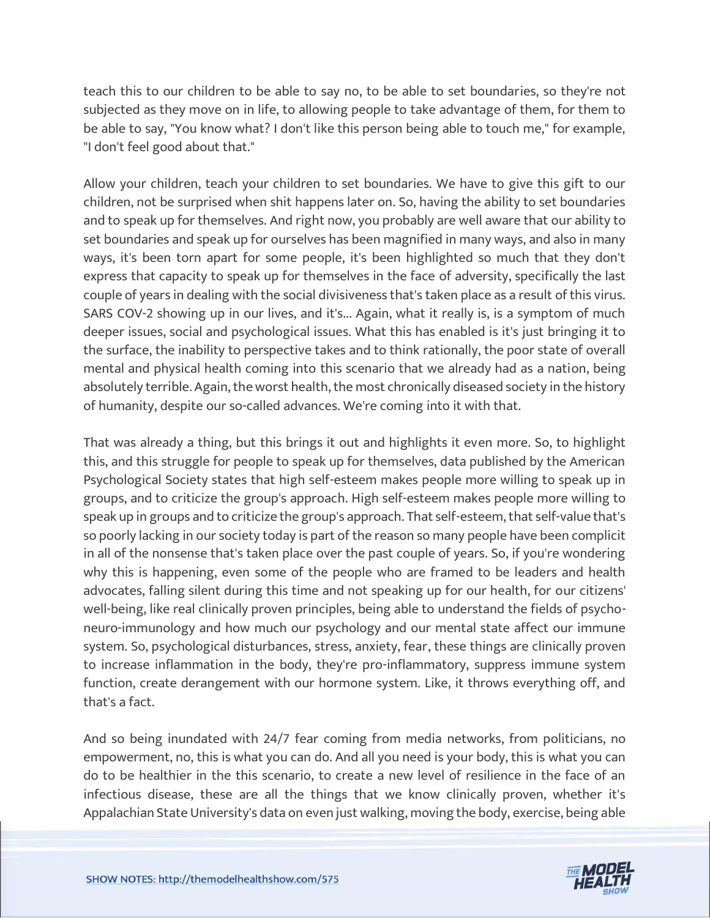teach this to our children to be able to say no, to be able to set boundaries, so they're not subjected as they move on in life, to allowing people to take advantage of them, for them to be able to say, "You know what? I don't like this person being able to touch me," for example, "I don't feel good about that."

Allow your children, teach your children to set boundaries. We have to give this gift to our children, not be surprised when shit happens later on. So, having the ability to set boundaries and to speak up for themselves. And right now, you probably are well aware that our ability to set boundaries and speak up for ourselves has been magnified in many ways, and also in many ways, it's been torn apart for some people, it's been highlighted so much that they don't express that capacity to speak up for themselves in the face of adversity, specifically the last couple of years in dealing with the social divisiveness that's taken place as a result of this virus. SARS COV-2 showing up in our lives, and it's... Again, what it really is, is a symptom of much deeper issues, social and psychological issues. What this has enabled is it's just bringing it to the surface, the inability to perspective takes and to think rationally, the poor state of overall mental and physical health coming into this scenario that we already had as a nation, being absolutely terrible. Again, the worst health, the most chronically diseased society in the history of humanity, despite our so-called advances. We're coming into it with that.

That was already a thing, but this brings it out and highlights it even more. So, to highlight this, and this struggle for people to speak up for themselves, data published by the American Psychological Society states that high self-esteem makes people more willing to speak up in groups, and to criticize the group's approach. High self-esteem makes people more willing to speak up in groups and to criticize the group's approach. That self-esteem, that self-value that's so poorly lacking in our society today is part of the reason so many people have been complicit in all of the nonsense that's taken place over the past couple of years. So, if you're wondering why this is happening, even some of the people who are framed to be leaders and health advocates, falling silent during this time and not speaking up for our health, for our citizens' well-being, like real clinically proven principles, being able to understand the fields of psycho-neuro-immunology and how much our psychology and our mental state affect our immune system. So, psychological disturbances, stress, anxiety, fear, these things are clinically proven to increase inflammation in the body, they're pro-inflammatory, suppress immune system function, create derangement with our hormone system. Like, it throws everything off, and that's a fact.

And so being inundated with 24/7 fear coming from media networks, from politicians, no empowerment, no, this is what you can do. And all you need is your body, this is what you can do to be healthier in the this scenario, to create a new level of resilience in the face of an infectious disease, these are all the things that we know clinically proven, whether it's Appalachian State University's data on even just walking, moving the body, exercise, being able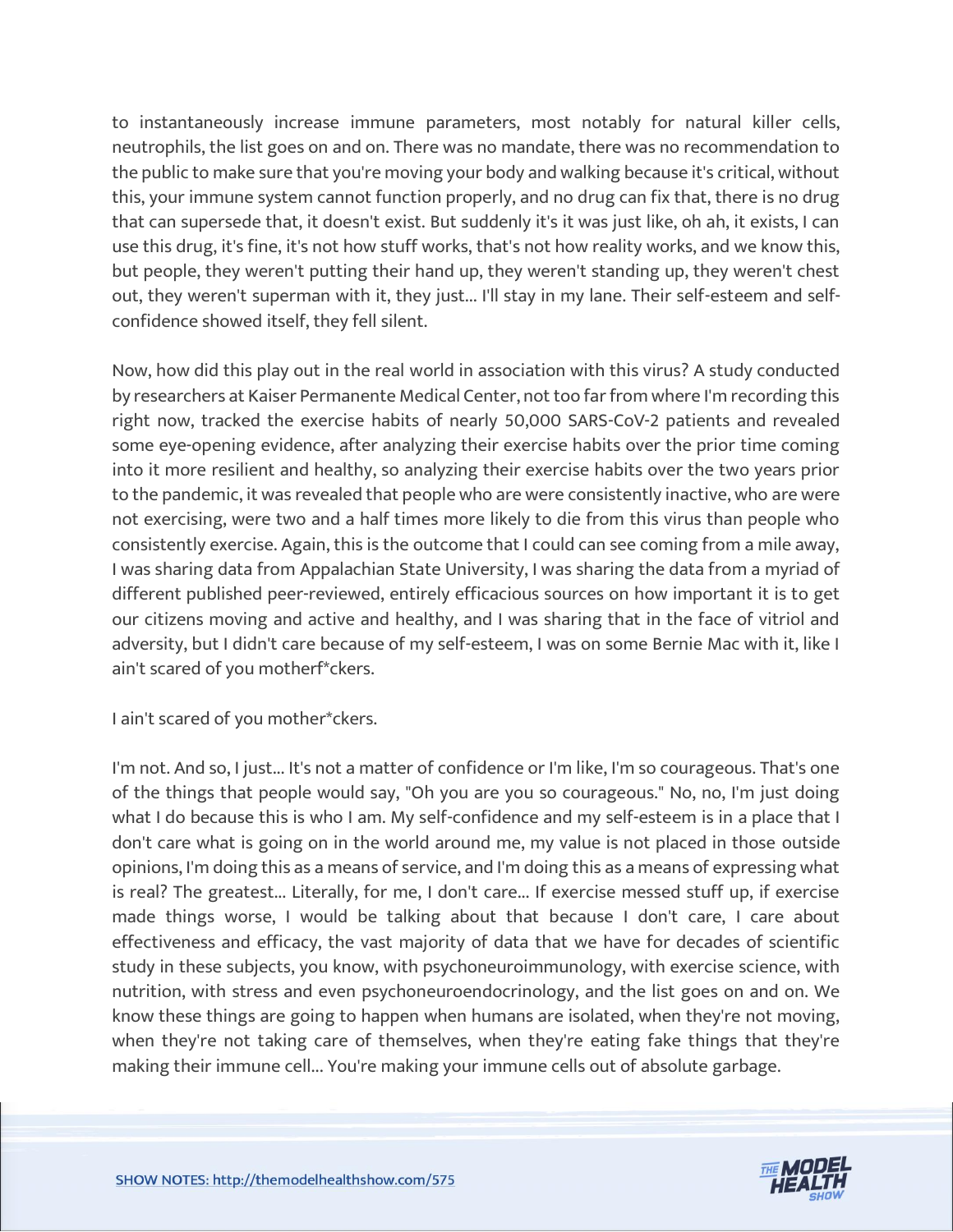to instantaneously increase immune parameters, most notably for natural killer cells, neutrophils, the list goes on and on. There was no mandate, there was no recommendation to the public to make sure that you're moving your body and walking because it's critical, without this, your immune system cannot function properly, and no drug can fix that, there is no drug that can supersede that, it doesn't exist. But suddenly it's it was just like, oh ah, it exists, I can use this drug, it's fine, it's not how stuff works, that's not how reality works, and we know this, but people, they weren't putting their hand up, they weren't standing up, they weren't chest out, they weren't superman with it, they just... I'll stay in my lane. Their self-esteem and self-confidence showed itself, they fell silent.

Now, how did this play out in the real world in association with this virus? A study conducted by researchers at Kaiser Permanente Medical Center, not too far from where I'm recording this right now, tracked the exercise habits of nearly 50,000 SARS-CoV-2 patients and revealed some eye-opening evidence, after analyzing their exercise habits over the prior time coming into it more resilient and healthy, so analyzing their exercise habits over the two years prior to the pandemic, it was revealed that people who are were consistently inactive, who are were not exercising, were two and a half times more likely to die from this virus than people who consistently exercise. Again, this is the outcome that I could can see coming from a mile away, I was sharing data from Appalachian State University, I was sharing the data from a myriad of different published peer-reviewed, entirely efficacious sources on how important it is to get our citizens moving and active and healthy, and I was sharing that in the face of vitriol and adversity, but I didn't care because of my self-esteem, I was on some Bernie Mac with it, like I ain't scared of you motherf*ckers.

I ain't scared of you mother*ckers.

I'm not. And so, I just... It's not a matter of confidence or I'm like, I'm so courageous. That's one of the things that people would say, "Oh you are you so courageous." No, no, I'm just doing what I do because this is who I am. My self-confidence and my self-esteem is in a place that I don't care what is going on in the world around me, my value is not placed in those outside opinions, I'm doing this as a means of service, and I'm doing this as a means of expressing what is real? The greatest... Literally, for me, I don't care... If exercise messed stuff up, if exercise made things worse, I would be talking about that because I don't care, I care about effectiveness and efficacy, the vast majority of data that we have for decades of scientific study in these subjects, you know, with psychoneuroimmunology, with exercise science, with nutrition, with stress and even psychoneuroendocrinology, and the list goes on and on. We know these things are going to happen when humans are isolated, when they're not moving, when they're not taking care of themselves, when they're eating fake things that they're making their immune cell... You're making your immune cells out of absolute garbage.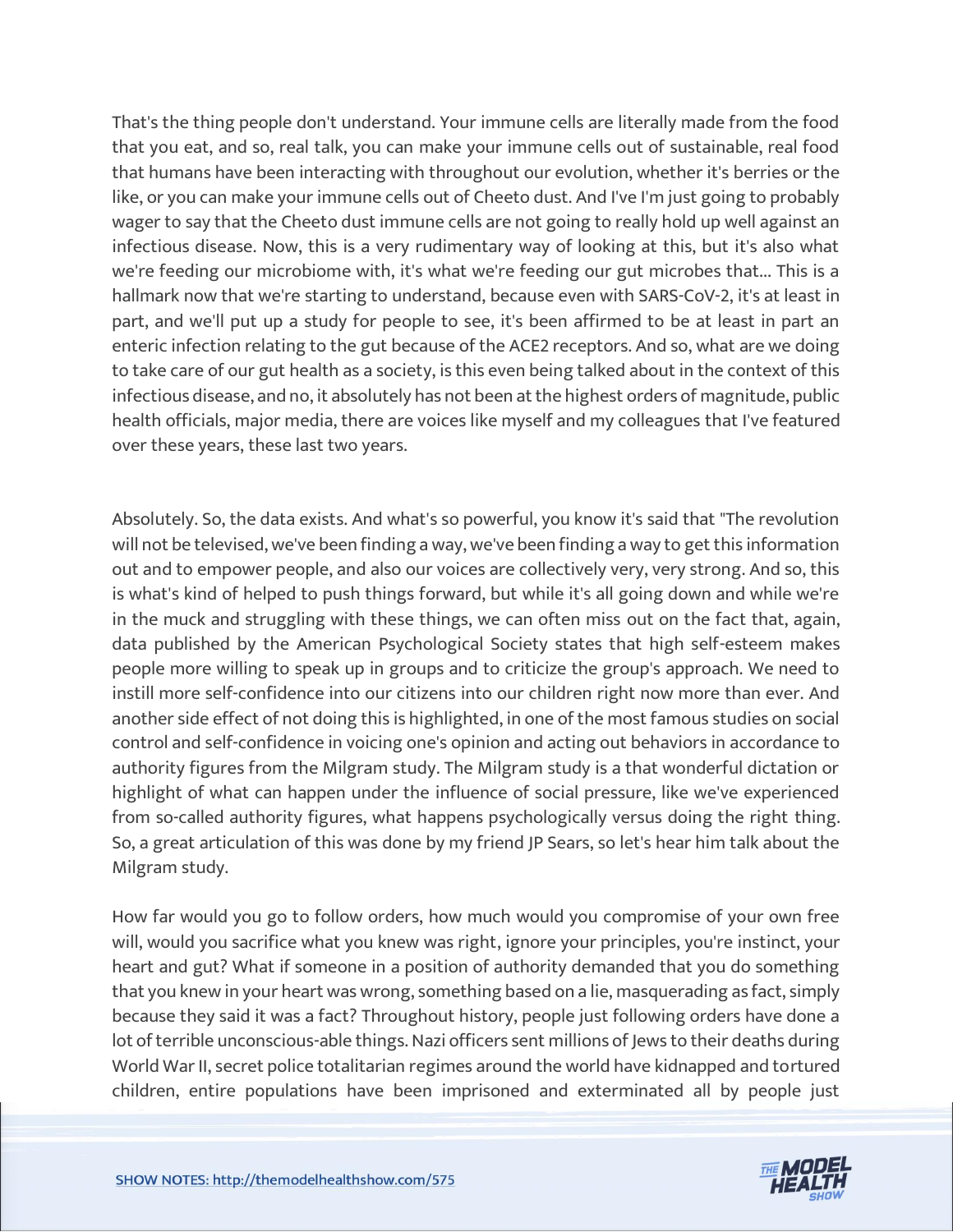That's the thing people don't understand. Your immune cells are literally made from the food that you eat, and so, real talk, you can make your immune cells out of sustainable, real food that humans have been interacting with throughout our evolution, whether it's berries or the like, or you can make your immune cells out of Cheeto dust. And I've I'm just going to probably wager to say that the Cheeto dust immune cells are not going to really hold up well against an infectious disease. Now, this is a very rudimentary way of looking at this, but it's also what we're feeding our microbiome with, it's what we're feeding our gut microbes that... This is a hallmark now that we're starting to understand, because even with SARS-CoV-2, it's at least in part, and we'll put up a study for people to see, it's been affirmed to be at least in part an enteric infection relating to the gut because of the ACE2 receptors. And so, what are we doing to take care of our gut health as a society, is this even being talked about in the context of this infectious disease, and no, it absolutely has not been at the highest orders of magnitude, public health officials, major media, there are voices like myself and my colleagues that I've featured over these years, these last two years.

Absolutely. So, the data exists. And what's so powerful, you know it's said that "The revolution will not be televised, we've been finding a way, we've been finding a way to get this information out and to empower people, and also our voices are collectively very, very strong. And so, this is what's kind of helped to push things forward, but while it's all going down and while we're in the muck and struggling with these things, we can often miss out on the fact that, again, data published by the American Psychological Society states that high self-esteem makes people more willing to speak up in groups and to criticize the group's approach. We need to instill more self-confidence into our citizens into our children right now more than ever. And another side effect of not doing this is highlighted, in one of the most famous studies on social control and self-confidence in voicing one's opinion and acting out behaviors in accordance to authority figures from the Milgram study. The Milgram study is a that wonderful dictation or highlight of what can happen under the influence of social pressure, like we've experienced from so-called authority figures, what happens psychologically versus doing the right thing. So, a great articulation of this was done by my friend JP Sears, so let's hear him talk about the Milgram study.

How far would you go to follow orders, how much would you compromise of your own free will, would you sacrifice what you knew was right, ignore your principles, you're instinct, your heart and gut? What if someone in a position of authority demanded that you do something that you knew in your heart was wrong, something based on a lie, masquerading as fact, simply because they said it was a fact? Throughout history, people just following orders have done a lot of terrible unconscious-able things. Nazi officers sent millions of Jews to their deaths during World War II, secret police totalitarian regimes around the world have kidnapped and tortured children, entire populations have been imprisoned and exterminated all by people just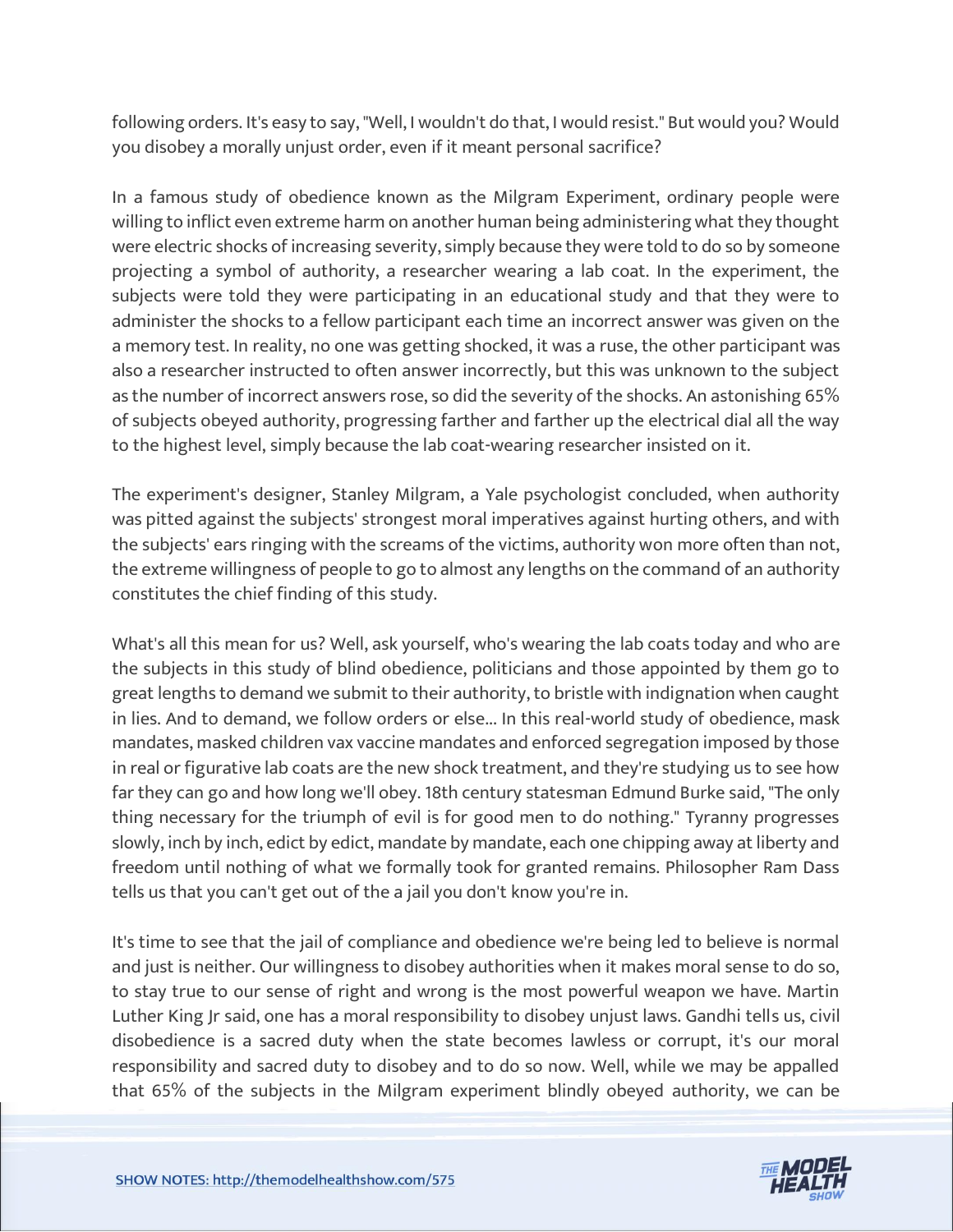following orders. It's easy to say, "Well, I wouldn't do that, I would resist." But would you? Would you disobey a morally unjust order, even if it meant personal sacrifice?

In a famous study of obedience known as the Milgram Experiment, ordinary people were willing to inflict even extreme harm on another human being administering what they thought were electric shocks of increasing severity, simply because they were told to do so by someone projecting a symbol of authority, a researcher wearing a lab coat. In the experiment, the subjects were told they were participating in an educational study and that they were to administer the shocks to a fellow participant each time an incorrect answer was given on the a memory test. In reality, no one was getting shocked, it was a ruse, the other participant was also a researcher instructed to often answer incorrectly, but this was unknown to the subject as the number of incorrect answers rose, so did the severity of the shocks. An astonishing 65% of subjects obeyed authority, progressing farther and farther up the electrical dial all the way to the highest level, simply because the lab coat-wearing researcher insisted on it.

The experiment's designer, Stanley Milgram, a Yale psychologist concluded, when authority was pitted against the subjects' strongest moral imperatives against hurting others, and with the subjects' ears ringing with the screams of the victims, authority won more often than not, the extreme willingness of people to go to almost any lengths on the command of an authority constitutes the chief finding of this study.

What's all this mean for us? Well, ask yourself, who's wearing the lab coats today and who are the subjects in this study of blind obedience, politicians and those appointed by them go to great lengths to demand we submit to their authority, to bristle with indignation when caught in lies. And to demand, we follow orders or else... In this real-world study of obedience, mask mandates, masked children vax vaccine mandates and enforced segregation imposed by those in real or figurative lab coats are the new shock treatment, and they're studying us to see how far they can go and how long we'll obey. 18th century statesman Edmund Burke said, "The only thing necessary for the triumph of evil is for good men to do nothing." Tyranny progresses slowly, inch by inch, edict by edict, mandate by mandate, each one chipping away at liberty and freedom until nothing of what we formally took for granted remains. Philosopher Ram Dass tells us that you can't get out of the a jail you don't know you're in.

It's time to see that the jail of compliance and obedience we're being led to believe is normal and just is neither. Our willingness to disobey authorities when it makes moral sense to do so, to stay true to our sense of right and wrong is the most powerful weapon we have. Martin Luther King Jr said, one has a moral responsibility to disobey unjust laws. Gandhi tells us, civil disobedience is a sacred duty when the state becomes lawless or corrupt, it's our moral responsibility and sacred duty to disobey and to do so now. Well, while we may be appalled that 65% of the subjects in the Milgram experiment blindly obeyed authority, we can be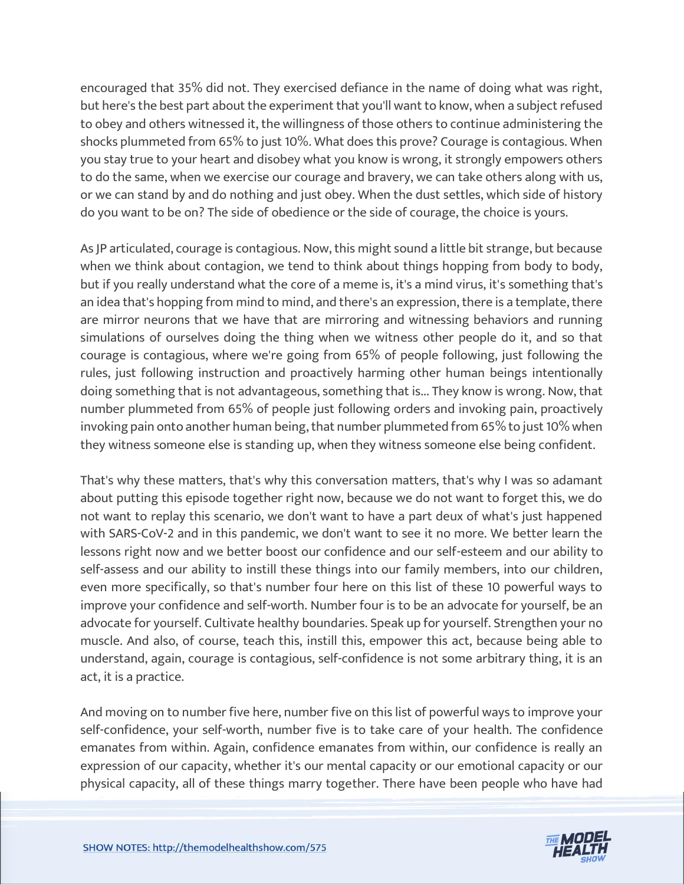encouraged that 35% did not. They exercised defiance in the name of doing what was right, but here's the best part about the experiment that you'll want to know, when a subject refused to obey and others witnessed it, the willingness of those others to continue administering the shocks plummeted from 65% to just 10%. What does this prove? Courage is contagious. When you stay true to your heart and disobey what you know is wrong, it strongly empowers others to do the same, when we exercise our courage and bravery, we can take others along with us, or we can stand by and do nothing and just obey. When the dust settles, which side of history do you want to be on? The side of obedience or the side of courage, the choice is yours.

As JP articulated, courage is contagious. Now, this might sound a little bit strange, but because when we think about contagion, we tend to think about things hopping from body to body, but if you really understand what the core of a meme is, it's a mind virus, it's something that's an idea that's hopping from mind to mind, and there's an expression, there is a template, there are mirror neurons that we have that are mirroring and witnessing behaviors and running simulations of ourselves doing the thing when we witness other people do it, and so that courage is contagious, where we're going from 65% of people following, just following the rules, just following instruction and proactively harming other human beings intentionally doing something that is not advantageous, something that is... They know is wrong. Now, that number plummeted from 65% of people just following orders and invoking pain, proactively invoking pain onto another human being, that number plummeted from 65% to just 10% when they witness someone else is standing up, when they witness someone else being confident.

That's why these matters, that's why this conversation matters, that's why I was so adamant about putting this episode together right now, because we do not want to forget this, we do not want to replay this scenario, we don't want to have a part deux of what's just happened with SARS-CoV-2 and in this pandemic, we don't want to see it no more. We better learn the lessons right now and we better boost our confidence and our self-esteem and our ability to self-assess and our ability to instill these things into our family members, into our children, even more specifically, so that's number four here on this list of these 10 powerful ways to improve your confidence and self-worth. Number four is to be an advocate for yourself, be an advocate for yourself. Cultivate healthy boundaries. Speak up for yourself. Strengthen your no muscle. And also, of course, teach this, instill this, empower this act, because being able to understand, again, courage is contagious, self-confidence is not some arbitrary thing, it is an act, it is a practice.

And moving on to number five here, number five on this list of powerful ways to improve your self-confidence, your self-worth, number five is to take care of your health. The confidence emanates from within. Again, confidence emanates from within, our confidence is really an expression of our capacity, whether it's our mental capacity or our emotional capacity or our physical capacity, all of these things marry together. There have been people who have had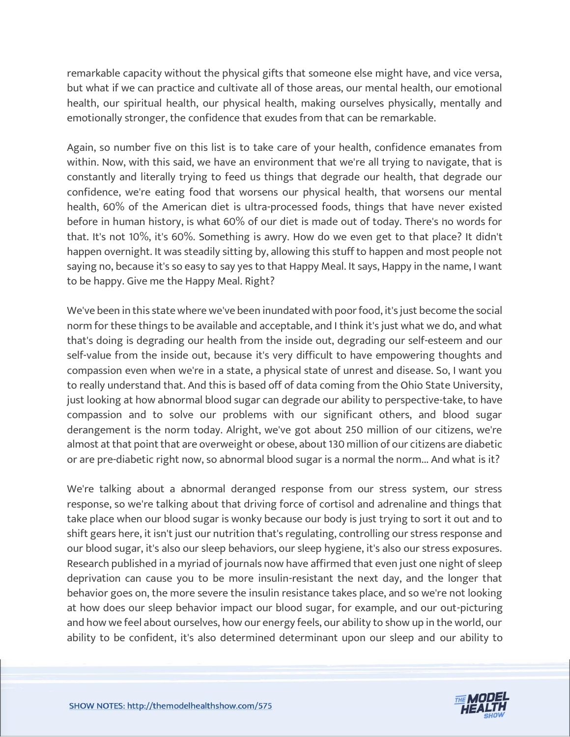remarkable capacity without the physical gifts that someone else might have, and vice versa, but what if we can practice and cultivate all of those areas, our mental health, our emotional health, our spiritual health, our physical health, making ourselves physically, mentally and emotionally stronger, the confidence that exudes from that can be remarkable.

Again, so number five on this list is to take care of your health, confidence emanates from within. Now, with this said, we have an environment that we're all trying to navigate, that is constantly and literally trying to feed us things that degrade our health, that degrade our confidence, we're eating food that worsens our physical health, that worsens our mental health, 60% of the American diet is ultra-processed foods, things that have never existed before in human history, is what 60% of our diet is made out of today. There's no words for that. It's not 10%, it's 60%. Something is awry. How do we even get to that place? It didn't happen overnight. It was steadily sitting by, allowing this stuff to happen and most people not saying no, because it's so easy to say yes to that Happy Meal. It says, Happy in the name, I want to be happy. Give me the Happy Meal. Right?

We've been in this state where we've been inundated with poor food, it's just become the social norm for these things to be available and acceptable, and I think it's just what we do, and what that's doing is degrading our health from the inside out, degrading our self-esteem and our self-value from the inside out, because it's very difficult to have empowering thoughts and compassion even when we're in a state, a physical state of unrest and disease. So, I want you to really understand that. And this is based off of data coming from the Ohio State University, just looking at how abnormal blood sugar can degrade our ability to perspective-take, to have compassion and to solve our problems with our significant others, and blood sugar derangement is the norm today. Alright, we've got about 250 million of our citizens, we're almost at that point that are overweight or obese, about 130 million of our citizens are diabetic or are pre-diabetic right now, so abnormal blood sugar is a normal the norm... And what is it?

We're talking about a abnormal deranged response from our stress system, our stress response, so we're talking about that driving force of cortisol and adrenaline and things that take place when our blood sugar is wonky because our body is just trying to sort it out and to shift gears here, it isn't just our nutrition that's regulating, controlling our stress response and our blood sugar, it's also our sleep behaviors, our sleep hygiene, it's also our stress exposures. Research published in a myriad of journals now have affirmed that even just one night of sleep deprivation can cause you to be more insulin-resistant the next day, and the longer that behavior goes on, the more severe the insulin resistance takes place, and so we're not looking at how does our sleep behavior impact our blood sugar, for example, and our out-picturing and how we feel about ourselves, how our energy feels, our ability to show up in the world, our ability to be confident, it's also determined determinant upon our sleep and our ability to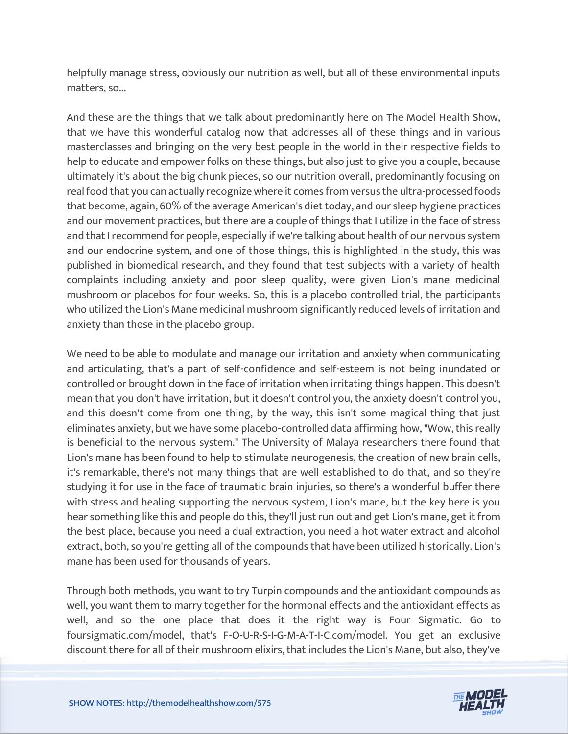helpfully manage stress, obviously our nutrition as well, but all of these environmental inputs matters, so...

And these are the things that we talk about predominantly here on The Model Health Show, that we have this wonderful catalog now that addresses all of these things and in various masterclasses and bringing on the very best people in the world in their respective fields to help to educate and empower folks on these things, but also just to give you a couple, because ultimately it's about the big chunk pieces, so our nutrition overall, predominantly focusing on real food that you can actually recognize where it comes from versus the ultra-processed foods that become, again, 60% of the average American's diet today, and our sleep hygiene practices and our movement practices, but there are a couple of things that I utilize in the face of stress and that I recommend for people, especially if we're talking about health of our nervous system and our endocrine system, and one of those things, this is highlighted in the study, this was published in biomedical research, and they found that test subjects with a variety of health complaints including anxiety and poor sleep quality, were given Lion's mane medicinal mushroom or placebos for four weeks. So, this is a placebo controlled trial, the participants who utilized the Lion's Mane medicinal mushroom significantly reduced levels of irritation and anxiety than those in the placebo group.

We need to be able to modulate and manage our irritation and anxiety when communicating and articulating, that's a part of self-confidence and self-esteem is not being inundated or controlled or brought down in the face of irritation when irritating things happen. This doesn't mean that you don't have irritation, but it doesn't control you, the anxiety doesn't control you, and this doesn't come from one thing, by the way, this isn't some magical thing that just eliminates anxiety, but we have some placebo-controlled data affirming how, "Wow, this really is beneficial to the nervous system." The University of Malaya researchers there found that Lion's mane has been found to help to stimulate neurogenesis, the creation of new brain cells, it's remarkable, there's not many things that are well established to do that, and so they're studying it for use in the face of traumatic brain injuries, so there's a wonderful buffer there with stress and healing supporting the nervous system, Lion's mane, but the key here is you hear something like this and people do this, they'll just run out and get Lion's mane, get it from the best place, because you need a dual extraction, you need a hot water extract and alcohol extract, both, so you're getting all of the compounds that have been utilized historically. Lion's mane has been used for thousands of years.

Through both methods, you want to try Turpin compounds and the antioxidant compounds as well, you want them to marry together for the hormonal effects and the antioxidant effects as well, and so the one place that does it the right way is Four Sigmatic. Go to foursigmatic.com/model, that's F-O-U-R-S-I-G-M-A-T-I-C.com/model. You get an exclusive discount there for all of their mushroom elixirs, that includes the Lion's Mane, but also, they've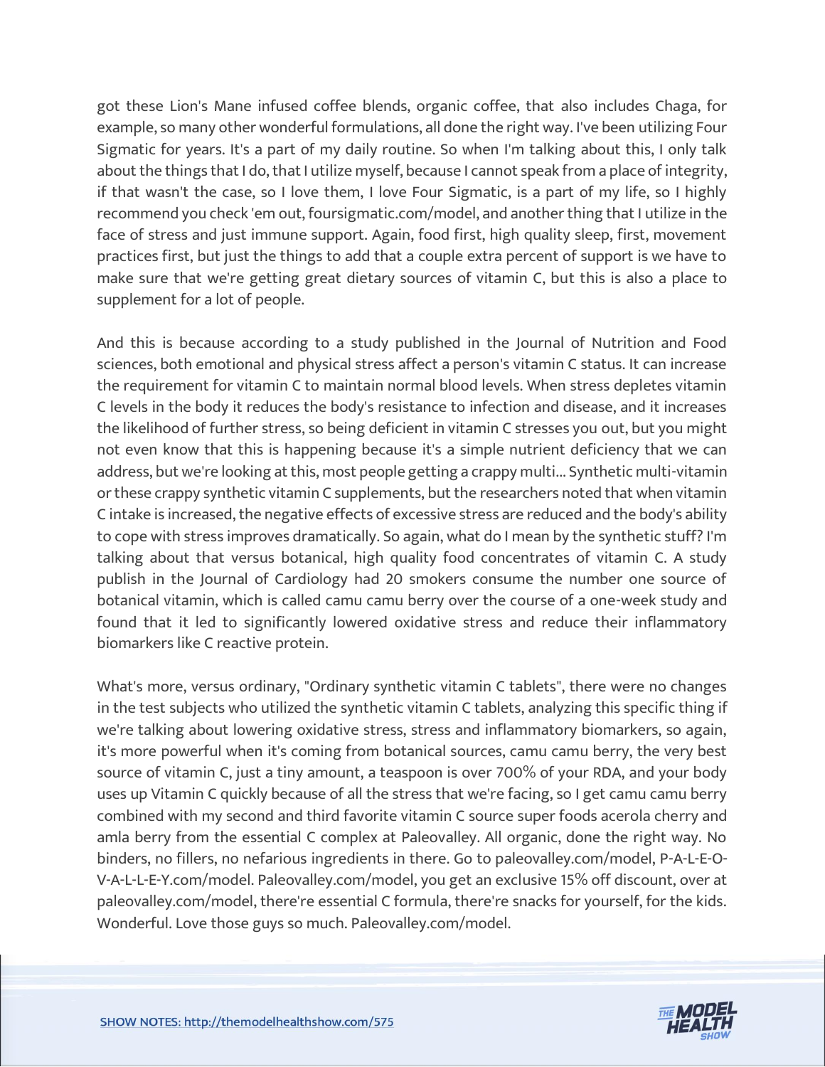got these Lion's Mane infused coffee blends, organic coffee, that also includes Chaga, for example, so many other wonderful formulations, all done the right way. I've been utilizing Four Sigmatic for years. It's a part of my daily routine. So when I'm talking about this, I only talk about the things that I do, that I utilize myself, because I cannot speak from a place of integrity, if that wasn't the case, so I love them, I love Four Sigmatic, is a part of my life, so I highly recommend you check 'em out, foursigmatic.com/model, and another thing that I utilize in the face of stress and just immune support. Again, food first, high quality sleep, first, movement practices first, but just the things to add that a couple extra percent of support is we have to make sure that we're getting great dietary sources of vitamin C, but this is also a place to supplement for a lot of people.

And this is because according to a study published in the Journal of Nutrition and Food sciences, both emotional and physical stress affect a person's vitamin C status. It can increase the requirement for vitamin C to maintain normal blood levels. When stress depletes vitamin C levels in the body it reduces the body's resistance to infection and disease, and it increases the likelihood of further stress, so being deficient in vitamin C stresses you out, but you might not even know that this is happening because it's a simple nutrient deficiency that we can address, but we're looking at this, most people getting a crappy multi... Synthetic multi-vitamin or these crappy synthetic vitamin C supplements, but the researchers noted that when vitamin C intake is increased, the negative effects of excessive stress are reduced and the body's ability to cope with stress improves dramatically. So again, what do I mean by the synthetic stuff? I'm talking about that versus botanical, high quality food concentrates of vitamin C. A study publish in the Journal of Cardiology had 20 smokers consume the number one source of botanical vitamin, which is called camu camu berry over the course of a one-week study and found that it led to significantly lowered oxidative stress and reduce their inflammatory biomarkers like C reactive protein.

What's more, versus ordinary, "Ordinary synthetic vitamin C tablets", there were no changes in the test subjects who utilized the synthetic vitamin C tablets, analyzing this specific thing if we're talking about lowering oxidative stress, stress and inflammatory biomarkers, so again, it's more powerful when it's coming from botanical sources, camu camu berry, the very best source of vitamin C, just a tiny amount, a teaspoon is over 700% of your RDA, and your body uses up Vitamin C quickly because of all the stress that we're facing, so I get camu camu berry combined with my second and third favorite vitamin C source super foods acerola cherry and amla berry from the essential C complex at Paleovalley. All organic, done the right way. No binders, no fillers, no nefarious ingredients in there. Go to paleovalley.com/model, P-A-L-E-O-V-A-L-L-E-Y.com/model. Paleovalley.com/model, you get an exclusive 15% off discount, over at paleovalley.com/model, there're essential C formula, there're snacks for yourself, for the kids. Wonderful. Love those guys so much. Paleovalley.com/model.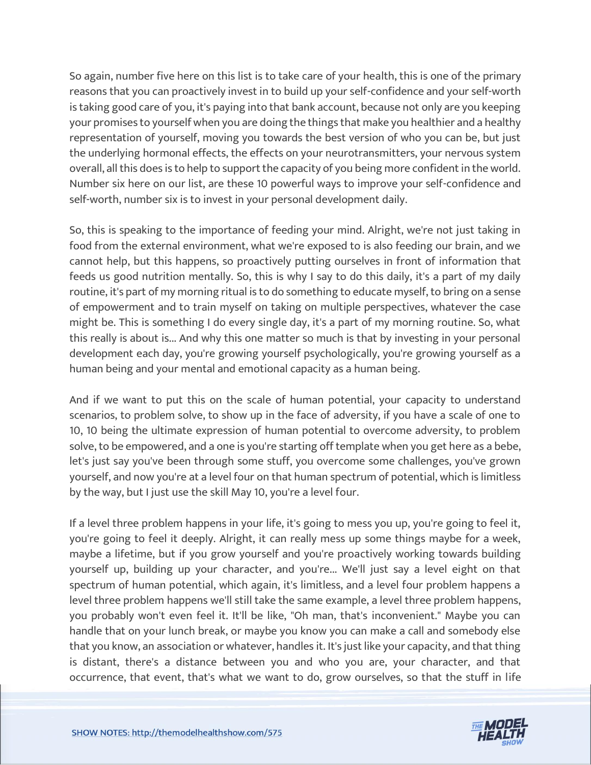So again, number five here on this list is to take care of your health, this is one of the primary reasons that you can proactively invest in to build up your self-confidence and your self-worth is taking good care of you, it's paying into that bank account, because not only are you keeping your promises to yourself when you are doing the things that make you healthier and a healthy representation of yourself, moving you towards the best version of who you can be, but just the underlying hormonal effects, the effects on your neurotransmitters, your nervous system overall, all this does is to help to support the capacity of you being more confident in the world. Number six here on our list, are these 10 powerful ways to improve your self-confidence and self-worth, number six is to invest in your personal development daily.

So, this is speaking to the importance of feeding your mind. Alright, we're not just taking in food from the external environment, what we're exposed to is also feeding our brain, and we cannot help, but this happens, so proactively putting ourselves in front of information that feeds us good nutrition mentally. So, this is why I say to do this daily, it's a part of my daily routine, it's part of my morning ritual is to do something to educate myself, to bring on a sense of empowerment and to train myself on taking on multiple perspectives, whatever the case might be. This is something I do every single day, it's a part of my morning routine. So, what this really is about is... And why this one matter so much is that by investing in your personal development each day, you're growing yourself psychologically, you're growing yourself as a human being and your mental and emotional capacity as a human being.

And if we want to put this on the scale of human potential, your capacity to understand scenarios, to problem solve, to show up in the face of adversity, if you have a scale of one to 10, 10 being the ultimate expression of human potential to overcome adversity, to problem solve, to be empowered, and a one is you're starting off template when you get here as a bebe, let's just say you've been through some stuff, you overcome some challenges, you've grown yourself, and now you're at a level four on that human spectrum of potential, which is limitless by the way, but I just use the skill May 10, you're a level four.

If a level three problem happens in your life, it's going to mess you up, you're going to feel it, you're going to feel it deeply. Alright, it can really mess up some things maybe for a week, maybe a lifetime, but if you grow yourself and you're proactively working towards building yourself up, building up your character, and you're... We'll just say a level eight on that spectrum of human potential, which again, it's limitless, and a level four problem happens a level three problem happens we'll still take the same example, a level three problem happens, you probably won't even feel it. It'll be like, "Oh man, that's inconvenient." Maybe you can handle that on your lunch break, or maybe you know you can make a call and somebody else that you know, an association or whatever, handles it. It's just like your capacity, and that thing is distant, there's a distance between you and who you are, your character, and that occurrence, that event, that's what we want to do, grow ourselves, so that the stuff in life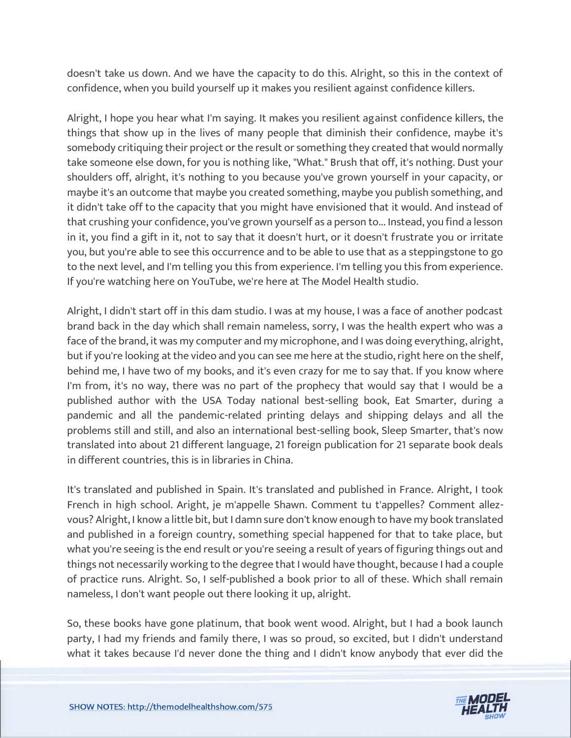doesn't take us down. And we have the capacity to do this. Alright, so this in the context of confidence, when you build yourself up it makes you resilient against confidence killers.

Alright, I hope you hear what I'm saying. It makes you resilient against confidence killers, the things that show up in the lives of many people that diminish their confidence, maybe it's somebody critiquing their project or the result or something they created that would normally take someone else down, for you is nothing like, "What." Brush that off, it's nothing. Dust your shoulders off, alright, it's nothing to you because you've grown yourself in your capacity, or maybe it's an outcome that maybe you created something, maybe you publish something, and it didn't take off to the capacity that you might have envisioned that it would. And instead of that crushing your confidence, you've grown yourself as a person to... Instead, you find a lesson in it, you find a gift in it, not to say that it doesn't hurt, or it doesn't frustrate you or irritate you, but you're able to see this occurrence and to be able to use that as a steppingstone to go to the next level, and I'm telling you this from experience. I'm telling you this from experience. If you're watching here on YouTube, we're here at The Model Health studio.

Alright, I didn't start off in this dam studio. I was at my house, I was a face of another podcast brand back in the day which shall remain nameless, sorry, I was the health expert who was a face of the brand, it was my computer and my microphone, and I was doing everything, alright, but if you're looking at the video and you can see me here at the studio, right here on the shelf, behind me, I have two of my books, and it's even crazy for me to say that. If you know where I'm from, it's no way, there was no part of the prophecy that would say that I would be a published author with the USA Today national best-selling book, Eat Smarter, during a pandemic and all the pandemic-related printing delays and shipping delays and all the problems still and still, and also an international best-selling book, Sleep Smarter, that's now translated into about 21 different language, 21 foreign publication for 21 separate book deals in different countries, this is in libraries in China.

It's translated and published in Spain. It's translated and published in France. Alright, I took French in high school. Aright, je m'appelle Shawn. Comment tu t'appelles? Comment allez-vous? Alright, I know a little bit, but I damn sure don't know enough to have my book translated and published in a foreign country, something special happened for that to take place, but what you're seeing is the end result or you're seeing a result of years of figuring things out and things not necessarily working to the degree that I would have thought, because I had a couple of practice runs. Alright. So, I self-published a book prior to all of these. Which shall remain nameless, I don't want people out there looking it up, alright.

So, these books have gone platinum, that book went wood. Alright, but I had a book launch party, I had my friends and family there, I was so proud, so excited, but I didn't understand what it takes because I'd never done the thing and I didn't know anybody that ever did the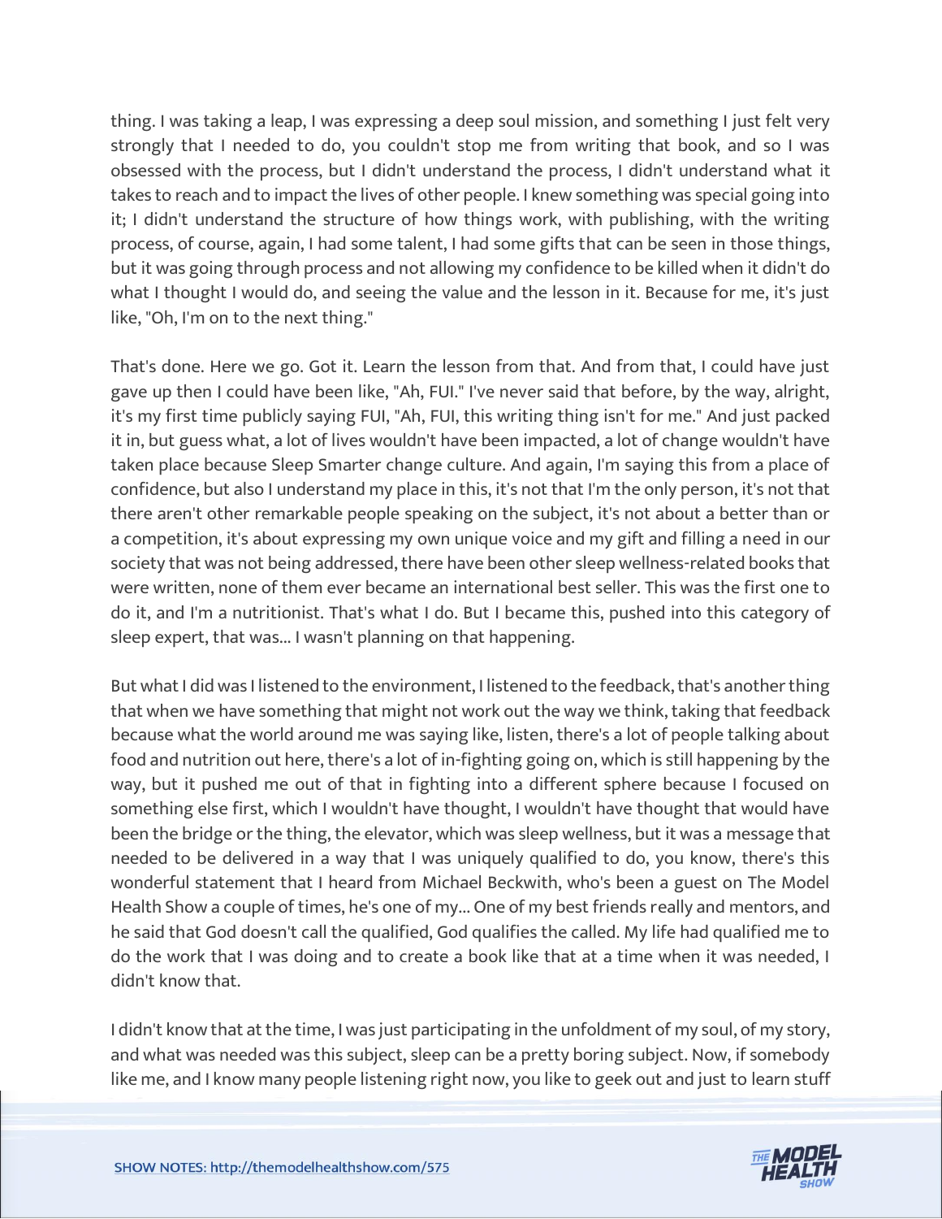thing. I was taking a leap, I was expressing a deep soul mission, and something I just felt very strongly that I needed to do, you couldn't stop me from writing that book, and so I was obsessed with the process, but I didn't understand the process, I didn't understand what it takes to reach and to impact the lives of other people. I knew something was special going into it; I didn't understand the structure of how things work, with publishing, with the writing process, of course, again, I had some talent, I had some gifts that can be seen in those things, but it was going through process and not allowing my confidence to be killed when it didn't do what I thought I would do, and seeing the value and the lesson in it. Because for me, it's just like, "Oh, I'm on to the next thing."

That's done. Here we go. Got it. Learn the lesson from that. And from that, I could have just gave up then I could have been like, "Ah, FUI." I've never said that before, by the way, alright, it's my first time publicly saying FUI, "Ah, FUI, this writing thing isn't for me." And just packed it in, but guess what, a lot of lives wouldn't have been impacted, a lot of change wouldn't have taken place because Sleep Smarter change culture. And again, I'm saying this from a place of confidence, but also I understand my place in this, it's not that I'm the only person, it's not that there aren't other remarkable people speaking on the subject, it's not about a better than or a competition, it's about expressing my own unique voice and my gift and filling a need in our society that was not being addressed, there have been other sleep wellness-related books that were written, none of them ever became an international best seller. This was the first one to do it, and I'm a nutritionist. That's what I do. But I became this, pushed into this category of sleep expert, that was... I wasn't planning on that happening.

But what I did was I listened to the environment, I listened to the feedback, that's another thing that when we have something that might not work out the way we think, taking that feedback because what the world around me was saying like, listen, there's a lot of people talking about food and nutrition out here, there's a lot of in-fighting going on, which is still happening by the way, but it pushed me out of that in fighting into a different sphere because I focused on something else first, which I wouldn't have thought, I wouldn't have thought that would have been the bridge or the thing, the elevator, which was sleep wellness, but it was a message that needed to be delivered in a way that I was uniquely qualified to do, you know, there's this wonderful statement that I heard from Michael Beckwith, who's been a guest on The Model Health Show a couple of times, he's one of my... One of my best friends really and mentors, and he said that God doesn't call the qualified, God qualifies the called. My life had qualified me to do the work that I was doing and to create a book like that at a time when it was needed, I didn't know that.

I didn't know that at the time, I was just participating in the unfoldment of my soul, of my story, and what was needed was this subject, sleep can be a pretty boring subject. Now, if somebody like me, and I know many people listening right now, you like to geek out and just to learn stuff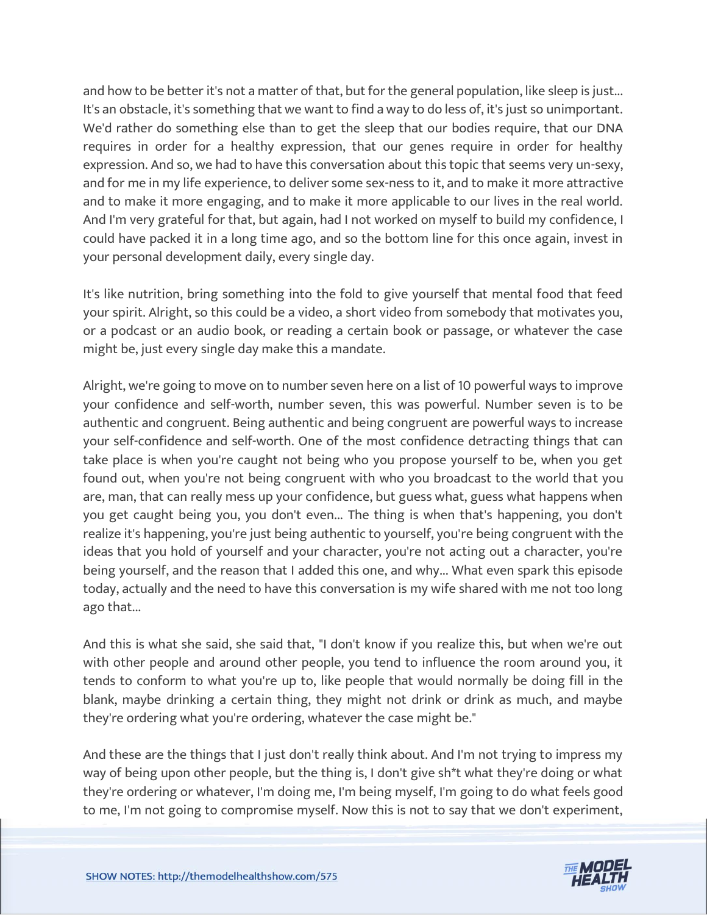and how to be better it's not a matter of that, but for the general population, like sleep is just... It's an obstacle, it's something that we want to find a way to do less of, it's just so unimportant. We'd rather do something else than to get the sleep that our bodies require, that our DNA requires in order for a healthy expression, that our genes require in order for healthy expression. And so, we had to have this conversation about this topic that seems very un-sexy, and for me in my life experience, to deliver some sex-ness to it, and to make it more attractive and to make it more engaging, and to make it more applicable to our lives in the real world. And I'm very grateful for that, but again, had I not worked on myself to build my confidence, I could have packed it in a long time ago, and so the bottom line for this once again, invest in your personal development daily, every single day.

It's like nutrition, bring something into the fold to give yourself that mental food that feed your spirit. Alright, so this could be a video, a short video from somebody that motivates you, or a podcast or an audio book, or reading a certain book or passage, or whatever the case might be, just every single day make this a mandate.

Alright, we're going to move on to number seven here on a list of 10 powerful ways to improve your confidence and self-worth, number seven, this was powerful. Number seven is to be authentic and congruent. Being authentic and being congruent are powerful ways to increase your self-confidence and self-worth. One of the most confidence detracting things that can take place is when you're caught not being who you propose yourself to be, when you get found out, when you're not being congruent with who you broadcast to the world that you are, man, that can really mess up your confidence, but guess what, guess what happens when you get caught being you, you don't even... The thing is when that's happening, you don't realize it's happening, you're just being authentic to yourself, you're being congruent with the ideas that you hold of yourself and your character, you're not acting out a character, you're being yourself, and the reason that I added this one, and why... What even spark this episode today, actually and the need to have this conversation is my wife shared with me not too long ago that...

And this is what she said, she said that, "I don't know if you realize this, but when we're out with other people and around other people, you tend to influence the room around you, it tends to conform to what you're up to, like people that would normally be doing fill in the blank, maybe drinking a certain thing, they might not drink or drink as much, and maybe they're ordering what you're ordering, whatever the case might be."

And these are the things that I just don't really think about. And I'm not trying to impress my way of being upon other people, but the thing is, I don't give sh*t what they're doing or what they're ordering or whatever, I'm doing me, I'm being myself, I'm going to do what feels good to me, I'm not going to compromise myself. Now this is not to say that we don't experiment,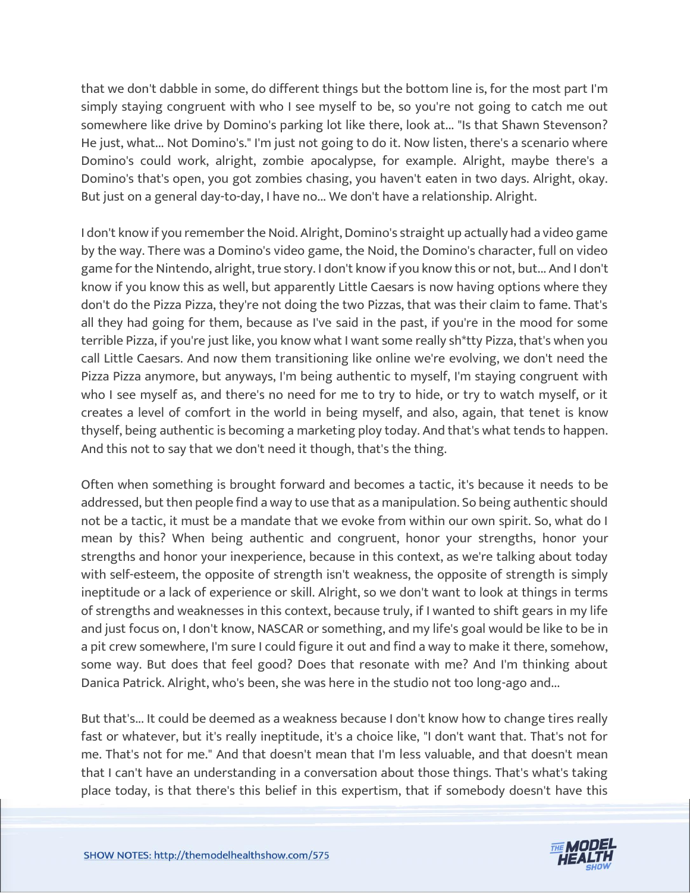that we don't dabble in some, do different things but the bottom line is, for the most part I'm simply staying congruent with who I see myself to be, so you're not going to catch me out somewhere like drive by Domino's parking lot like there, look at... "Is that Shawn Stevenson? He just, what... Not Domino's." I'm just not going to do it. Now listen, there's a scenario where Domino's could work, alright, zombie apocalypse, for example. Alright, maybe there's a Domino's that's open, you got zombies chasing, you haven't eaten in two days. Alright, okay. But just on a general day-to-day, I have no... We don't have a relationship. Alright.

I don't know if you remember the Noid. Alright, Domino's straight up actually had a video game by the way. There was a Domino's video game, the Noid, the Domino's character, full on video game for the Nintendo, alright, true story. I don't know if you know this or not, but... And I don't know if you know this as well, but apparently Little Caesars is now having options where they don't do the Pizza Pizza, they're not doing the two Pizzas, that was their claim to fame. That's all they had going for them, because as I've said in the past, if you're in the mood for some terrible Pizza, if you're just like, you know what I want some really sh*tty Pizza, that's when you call Little Caesars. And now them transitioning like online we're evolving, we don't need the Pizza Pizza anymore, but anyways, I'm being authentic to myself, I'm staying congruent with who I see myself as, and there's no need for me to try to hide, or try to watch myself, or it creates a level of comfort in the world in being myself, and also, again, that tenet is know thyself, being authentic is becoming a marketing ploy today. And that's what tends to happen. And this not to say that we don't need it though, that's the thing.

Often when something is brought forward and becomes a tactic, it's because it needs to be addressed, but then people find a way to use that as a manipulation. So being authentic should not be a tactic, it must be a mandate that we evoke from within our own spirit. So, what do I mean by this? When being authentic and congruent, honor your strengths, honor your strengths and honor your inexperience, because in this context, as we're talking about today with self-esteem, the opposite of strength isn't weakness, the opposite of strength is simply ineptitude or a lack of experience or skill. Alright, so we don't want to look at things in terms of strengths and weaknesses in this context, because truly, if I wanted to shift gears in my life and just focus on, I don't know, NASCAR or something, and my life's goal would be like to be in a pit crew somewhere, I'm sure I could figure it out and find a way to make it there, somehow, some way. But does that feel good? Does that resonate with me? And I'm thinking about Danica Patrick. Alright, who's been, she was here in the studio not too long-ago and...

But that's... It could be deemed as a weakness because I don't know how to change tires really fast or whatever, but it's really ineptitude, it's a choice like, "I don't want that. That's not for me. That's not for me." And that doesn't mean that I'm less valuable, and that doesn't mean that I can't have an understanding in a conversation about those things. That's what's taking place today, is that there's this belief in this expertism, that if somebody doesn't have this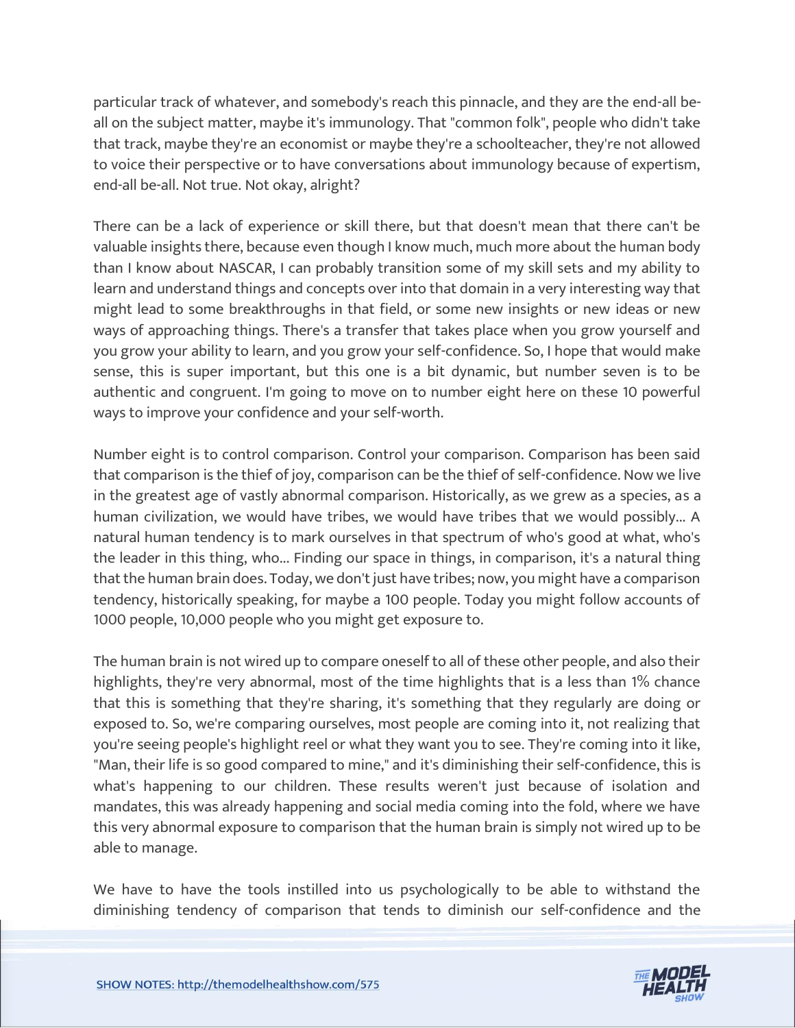particular track of whatever, and somebody's reach this pinnacle, and they are the end-all be-all on the subject matter, maybe it's immunology. That "common folk", people who didn't take that track, maybe they're an economist or maybe they're a schoolteacher, they're not allowed to voice their perspective or to have conversations about immunology because of expertism, end-all be-all. Not true. Not okay, alright?

There can be a lack of experience or skill there, but that doesn't mean that there can't be valuable insights there, because even though I know much, much more about the human body than I know about NASCAR, I can probably transition some of my skill sets and my ability to learn and understand things and concepts over into that domain in a very interesting way that might lead to some breakthroughs in that field, or some new insights or new ideas or new ways of approaching things. There's a transfer that takes place when you grow yourself and you grow your ability to learn, and you grow your self-confidence. So, I hope that would make sense, this is super important, but this one is a bit dynamic, but number seven is to be authentic and congruent. I'm going to move on to number eight here on these 10 powerful ways to improve your confidence and your self-worth.

Number eight is to control comparison. Control your comparison. Comparison has been said that comparison is the thief of joy, comparison can be the thief of self-confidence. Now we live in the greatest age of vastly abnormal comparison. Historically, as we grew as a species, as a human civilization, we would have tribes, we would have tribes that we would possibly... A natural human tendency is to mark ourselves in that spectrum of who's good at what, who's the leader in this thing, who... Finding our space in things, in comparison, it's a natural thing that the human brain does. Today, we don't just have tribes; now, you might have a comparison tendency, historically speaking, for maybe a 100 people. Today you might follow accounts of 1000 people, 10,000 people who you might get exposure to.

The human brain is not wired up to compare oneself to all of these other people, and also their highlights, they're very abnormal, most of the time highlights that is a less than 1% chance that this is something that they're sharing, it's something that they regularly are doing or exposed to. So, we're comparing ourselves, most people are coming into it, not realizing that you're seeing people's highlight reel or what they want you to see. They're coming into it like, "Man, their life is so good compared to mine," and it's diminishing their self-confidence, this is what's happening to our children. These results weren't just because of isolation and mandates, this was already happening and social media coming into the fold, where we have this very abnormal exposure to comparison that the human brain is simply not wired up to be able to manage.

We have to have the tools instilled into us psychologically to be able to withstand the diminishing tendency of comparison that tends to diminish our self-confidence and the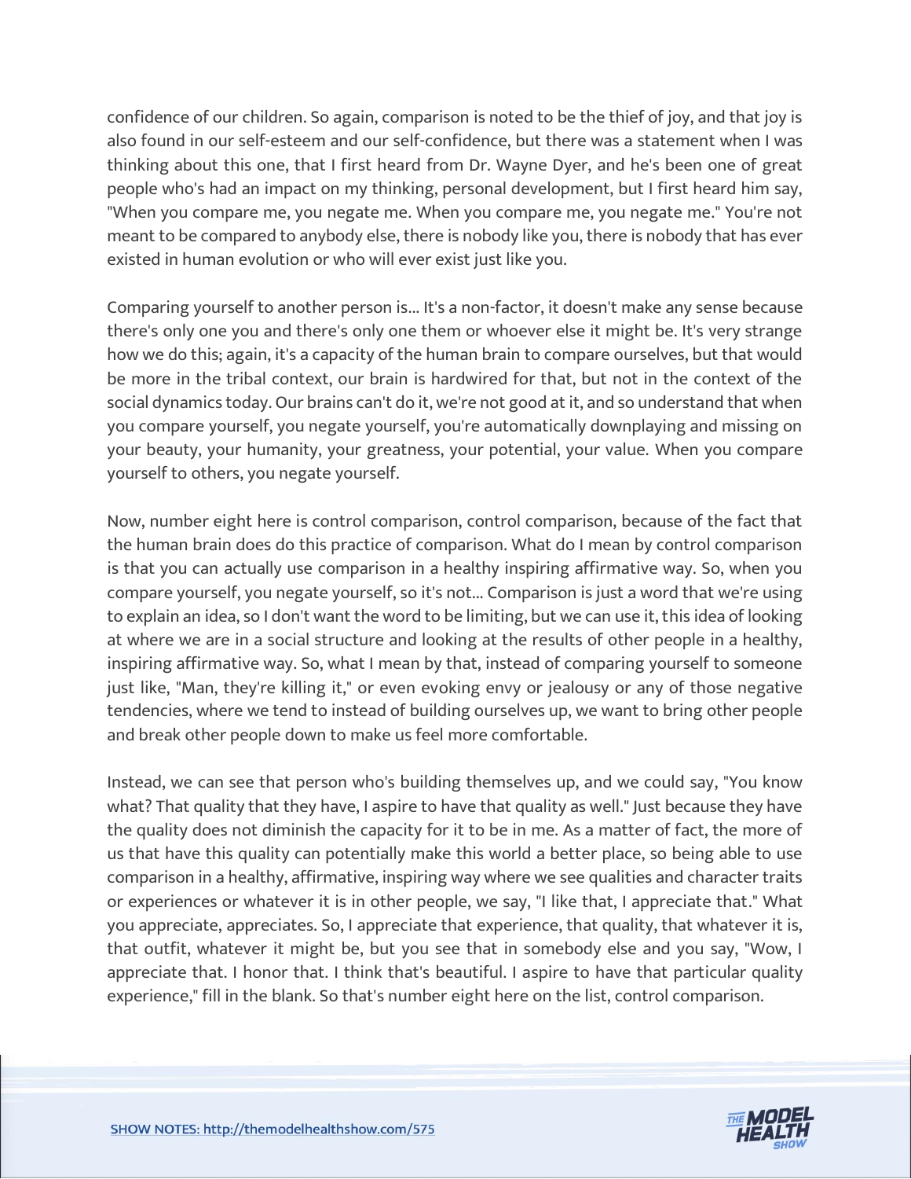confidence of our children. So again, comparison is noted to be the thief of joy, and that joy is also found in our self-esteem and our self-confidence, but there was a statement when I was thinking about this one, that I first heard from Dr. Wayne Dyer, and he's been one of great people who's had an impact on my thinking, personal development, but I first heard him say, "When you compare me, you negate me. When you compare me, you negate me." You're not meant to be compared to anybody else, there is nobody like you, there is nobody that has ever existed in human evolution or who will ever exist just like you.

Comparing yourself to another person is... It's a non-factor, it doesn't make any sense because there's only one you and there's only one them or whoever else it might be. It's very strange how we do this; again, it's a capacity of the human brain to compare ourselves, but that would be more in the tribal context, our brain is hardwired for that, but not in the context of the social dynamics today. Our brains can't do it, we're not good at it, and so understand that when you compare yourself, you negate yourself, you're automatically downplaying and missing on your beauty, your humanity, your greatness, your potential, your value. When you compare yourself to others, you negate yourself.

Now, number eight here is control comparison, control comparison, because of the fact that the human brain does do this practice of comparison. What do I mean by control comparison is that you can actually use comparison in a healthy inspiring affirmative way. So, when you compare yourself, you negate yourself, so it's not... Comparison is just a word that we're using to explain an idea, so I don't want the word to be limiting, but we can use it, this idea of looking at where we are in a social structure and looking at the results of other people in a healthy, inspiring affirmative way. So, what I mean by that, instead of comparing yourself to someone just like, "Man, they're killing it," or even evoking envy or jealousy or any of those negative tendencies, where we tend to instead of building ourselves up, we want to bring other people and break other people down to make us feel more comfortable.

Instead, we can see that person who's building themselves up, and we could say, "You know what? That quality that they have, I aspire to have that quality as well." Just because they have the quality does not diminish the capacity for it to be in me. As a matter of fact, the more of us that have this quality can potentially make this world a better place, so being able to use comparison in a healthy, affirmative, inspiring way where we see qualities and character traits or experiences or whatever it is in other people, we say, "I like that, I appreciate that." What you appreciate, appreciates. So, I appreciate that experience, that quality, that whatever it is, that outfit, whatever it might be, but you see that in somebody else and you say, "Wow, I appreciate that. I honor that. I think that's beautiful. I aspire to have that particular quality experience," fill in the blank. So that's number eight here on the list, control comparison.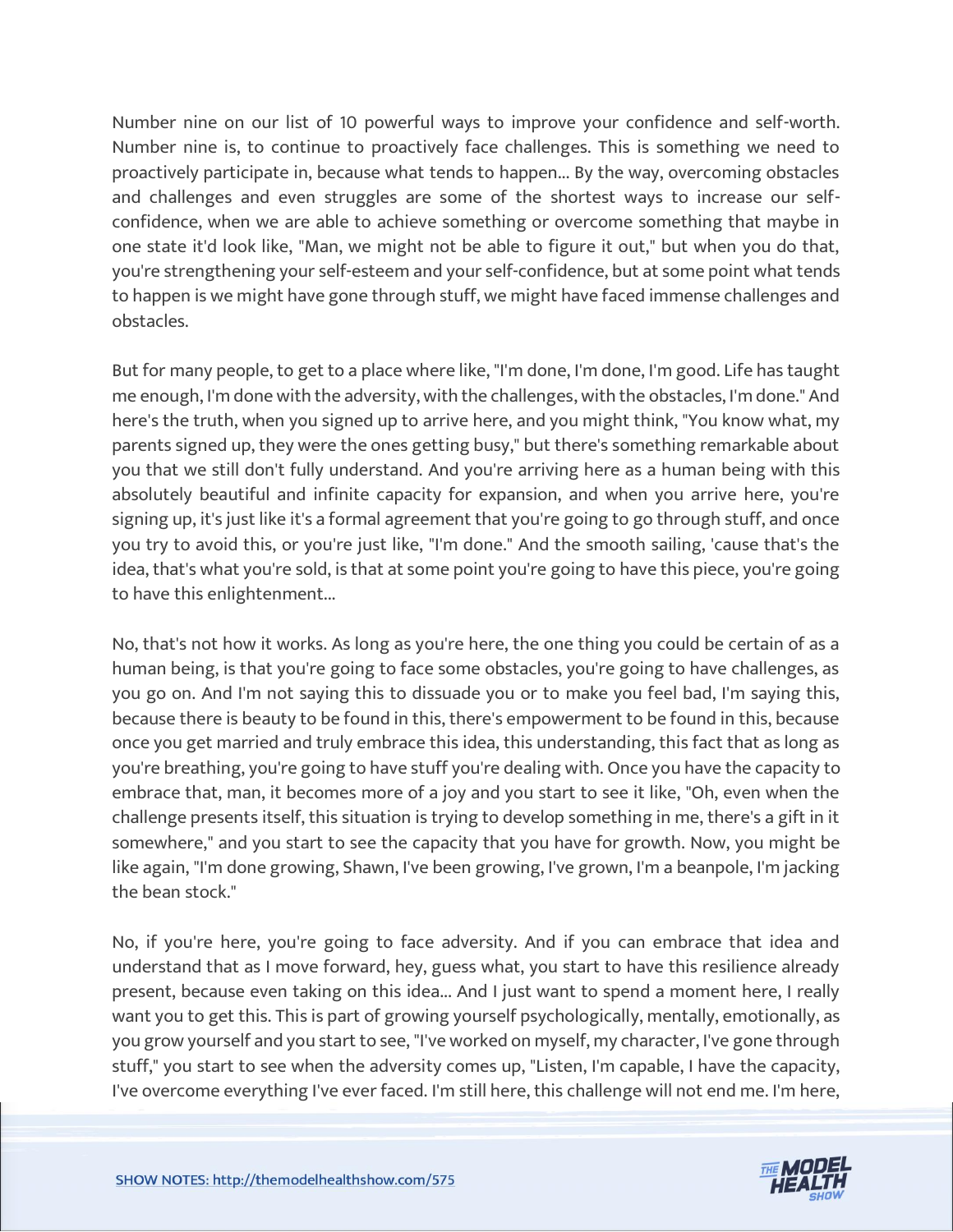Number nine on our list of 10 powerful ways to improve your confidence and self-worth. Number nine is, to continue to proactively face challenges. This is something we need to proactively participate in, because what tends to happen... By the way, overcoming obstacles and challenges and even struggles are some of the shortest ways to increase our self-confidence, when we are able to achieve something or overcome something that maybe in one state it'd look like, "Man, we might not be able to figure it out," but when you do that, you're strengthening your self-esteem and your self-confidence, but at some point what tends to happen is we might have gone through stuff, we might have faced immense challenges and obstacles.

But for many people, to get to a place where like, "I'm done, I'm done, I'm good. Life has taught me enough, I'm done with the adversity, with the challenges, with the obstacles, I'm done." And here's the truth, when you signed up to arrive here, and you might think, "You know what, my parents signed up, they were the ones getting busy," but there's something remarkable about you that we still don't fully understand. And you're arriving here as a human being with this absolutely beautiful and infinite capacity for expansion, and when you arrive here, you're signing up, it's just like it's a formal agreement that you're going to go through stuff, and once you try to avoid this, or you're just like, "I'm done." And the smooth sailing, 'cause that's the idea, that's what you're sold, is that at some point you're going to have this piece, you're going to have this enlightenment...

No, that's not how it works. As long as you're here, the one thing you could be certain of as a human being, is that you're going to face some obstacles, you're going to have challenges, as you go on. And I'm not saying this to dissuade you or to make you feel bad, I'm saying this, because there is beauty to be found in this, there's empowerment to be found in this, because once you get married and truly embrace this idea, this understanding, this fact that as long as you're breathing, you're going to have stuff you're dealing with. Once you have the capacity to embrace that, man, it becomes more of a joy and you start to see it like, "Oh, even when the challenge presents itself, this situation is trying to develop something in me, there's a gift in it somewhere," and you start to see the capacity that you have for growth. Now, you might be like again, "I'm done growing, Shawn, I've been growing, I've grown, I'm a beanpole, I'm jacking the bean stock."

No, if you're here, you're going to face adversity. And if you can embrace that idea and understand that as I move forward, hey, guess what, you start to have this resilience already present, because even taking on this idea... And I just want to spend a moment here, I really want you to get this. This is part of growing yourself psychologically, mentally, emotionally, as you grow yourself and you start to see, "I've worked on myself, my character, I've gone through stuff," you start to see when the adversity comes up, "Listen, I'm capable, I have the capacity, I've overcome everything I've ever faced. I'm still here, this challenge will not end me. I'm here,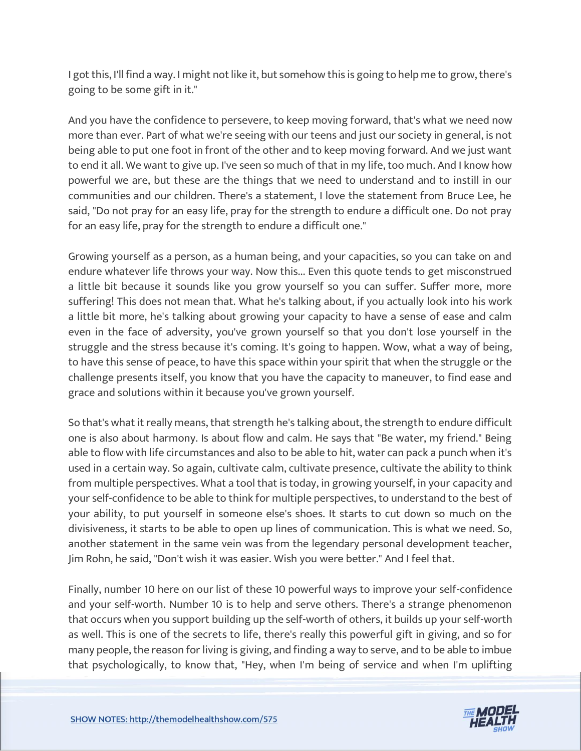I got this, I'll find a way. I might not like it, but somehow this is going to help me to grow, there's going to be some gift in it."

And you have the confidence to persevere, to keep moving forward, that's what we need now more than ever. Part of what we're seeing with our teens and just our society in general, is not being able to put one foot in front of the other and to keep moving forward. And we just want to end it all. We want to give up. I've seen so much of that in my life, too much. And I know how powerful we are, but these are the things that we need to understand and to instill in our communities and our children. There's a statement, I love the statement from Bruce Lee, he said, "Do not pray for an easy life, pray for the strength to endure a difficult one. Do not pray for an easy life, pray for the strength to endure a difficult one."

Growing yourself as a person, as a human being, and your capacities, so you can take on and endure whatever life throws your way. Now this... Even this quote tends to get misconstrued a little bit because it sounds like you grow yourself so you can suffer. Suffer more, more suffering! This does not mean that. What he's talking about, if you actually look into his work a little bit more, he's talking about growing your capacity to have a sense of ease and calm even in the face of adversity, you've grown yourself so that you don't lose yourself in the struggle and the stress because it's coming. It's going to happen. Wow, what a way of being, to have this sense of peace, to have this space within your spirit that when the struggle or the challenge presents itself, you know that you have the capacity to maneuver, to find ease and grace and solutions within it because you've grown yourself.

So that's what it really means, that strength he's talking about, the strength to endure difficult one is also about harmony. Is about flow and calm. He says that "Be water, my friend." Being able to flow with life circumstances and also to be able to hit, water can pack a punch when it's used in a certain way. So again, cultivate calm, cultivate presence, cultivate the ability to think from multiple perspectives. What a tool that is today, in growing yourself, in your capacity and your self-confidence to be able to think for multiple perspectives, to understand to the best of your ability, to put yourself in someone else's shoes. It starts to cut down so much on the divisiveness, it starts to be able to open up lines of communication. This is what we need. So, another statement in the same vein was from the legendary personal development teacher, Jim Rohn, he said, "Don't wish it was easier. Wish you were better." And I feel that.

Finally, number 10 here on our list of these 10 powerful ways to improve your self-confidence and your self-worth. Number 10 is to help and serve others. There's a strange phenomenon that occurs when you support building up the self-worth of others, it builds up your self-worth as well. This is one of the secrets to life, there's really this powerful gift in giving, and so for many people, the reason for living is giving, and finding a way to serve, and to be able to imbue that psychologically, to know that, "Hey, when I'm being of service and when I'm uplifting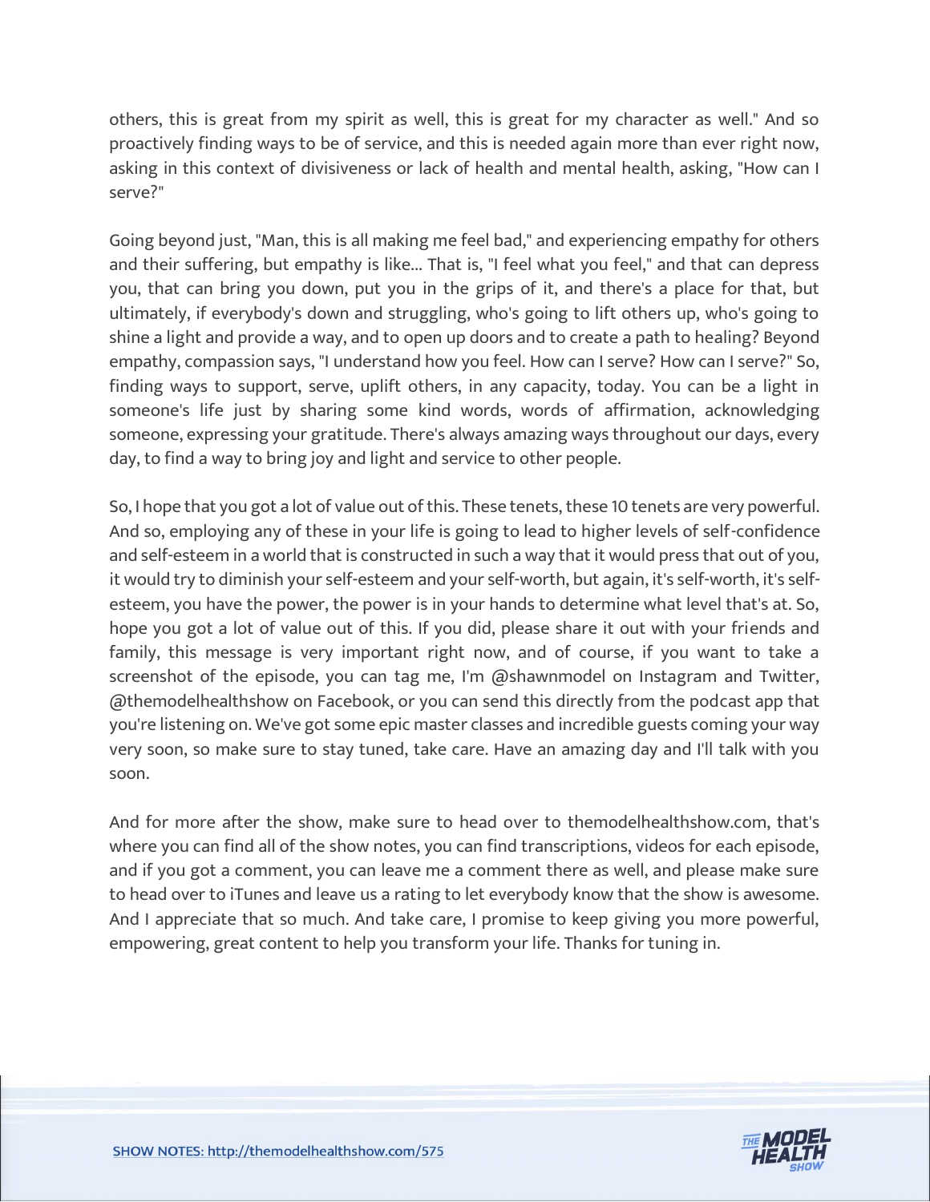others, this is great from my spirit as well, this is great for my character as well." And so proactively finding ways to be of service, and this is needed again more than ever right now, asking in this context of divisiveness or lack of health and mental health, asking, "How can I serve?"

Going beyond just, "Man, this is all making me feel bad," and experiencing empathy for others and their suffering, but empathy is like... That is, "I feel what you feel," and that can depress you, that can bring you down, put you in the grips of it, and there's a place for that, but ultimately, if everybody's down and struggling, who's going to lift others up, who's going to shine a light and provide a way, and to open up doors and to create a path to healing? Beyond empathy, compassion says, "I understand how you feel. How can I serve? How can I serve?" So, finding ways to support, serve, uplift others, in any capacity, today. You can be a light in someone's life just by sharing some kind words, words of affirmation, acknowledging someone, expressing your gratitude. There's always amazing ways throughout our days, every day, to find a way to bring joy and light and service to other people.

So, I hope that you got a lot of value out of this. These tenets, these 10 tenets are very powerful. And so, employing any of these in your life is going to lead to higher levels of self-confidence and self-esteem in a world that is constructed in such a way that it would press that out of you, it would try to diminish your self-esteem and your self-worth, but again, it's self-worth, it's self-esteem, you have the power, the power is in your hands to determine what level that's at. So, hope you got a lot of value out of this. If you did, please share it out with your friends and family, this message is very important right now, and of course, if you want to take a screenshot of the episode, you can tag me, I'm @shawnmodel on Instagram and Twitter, @themodelhealthshow on Facebook, or you can send this directly from the podcast app that you're listening on. We've got some epic master classes and incredible guests coming your way very soon, so make sure to stay tuned, take care. Have an amazing day and I'll talk with you soon.

And for more after the show, make sure to head over to themodelhealthshow.com, that's where you can find all of the show notes, you can find transcriptions, videos for each episode, and if you got a comment, you can leave me a comment there as well, and please make sure to head over to iTunes and leave us a rating to let everybody know that the show is awesome. And I appreciate that so much. And take care, I promise to keep giving you more powerful, empowering, great content to help you transform your life. Thanks for tuning in.